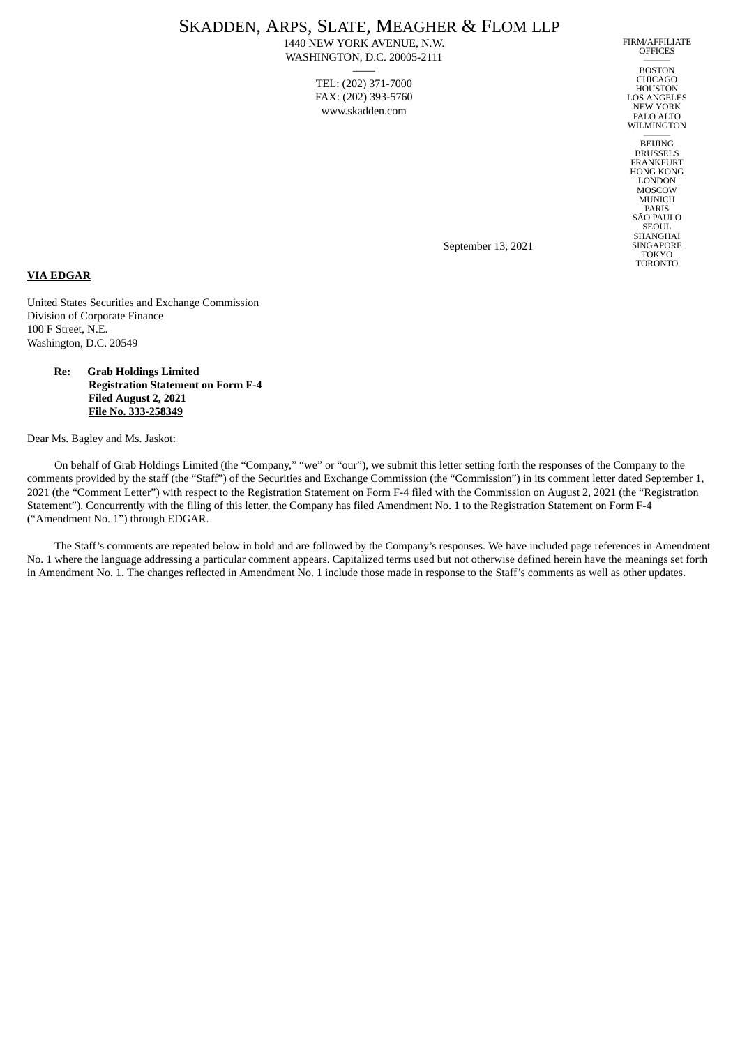# SKADDEN, ARPS, SLATE, MEAGHER & FLOM LLP

1440 NEW YORK AVENUE, N.W.
WASHINGTON, D.C. 20005-2111

TEL: (202) 371-7000
FAX: (202) 393-5760
www.skadden.com

FIRM/AFFILIATE OFFICES

BOSTON
CHICAGO
HOUSTON
LOS ANGELES
NEW YORK
PALO ALTO
WILMINGTON

BEIJING
BRUSSELS
FRANKFURT
HONG KONG
LONDON
MOSCOW
MUNICH
PARIS
SÃO PAULO
SEOUL
SHANGHAI
SINGAPORE
TOKYO
TORONTO

September 13, 2021

**VIA EDGAR**

United States Securities and Exchange Commission
Division of Corporate Finance
100 F Street, N.E.
Washington, D.C. 20549

**Re: Grab Holdings Limited**
**Registration Statement on Form F-4**
**Filed August 2, 2021**
**File No. 333-258349**

Dear Ms. Bagley and Ms. Jaskot:

On behalf of Grab Holdings Limited (the "Company," "we" or "our"), we submit this letter setting forth the responses of the Company to the comments provided by the staff (the "Staff") of the Securities and Exchange Commission (the "Commission") in its comment letter dated September 1, 2021 (the "Comment Letter") with respect to the Registration Statement on Form F-4 filed with the Commission on August 2, 2021 (the "Registration Statement"). Concurrently with the filing of this letter, the Company has filed Amendment No. 1 to the Registration Statement on Form F-4 ("Amendment No. 1") through EDGAR.

The Staff's comments are repeated below in bold and are followed by the Company's responses. We have included page references in Amendment No. 1 where the language addressing a particular comment appears. Capitalized terms used but not otherwise defined herein have the meanings set forth in Amendment No. 1. The changes reflected in Amendment No. 1 include those made in response to the Staff's comments as well as other updates.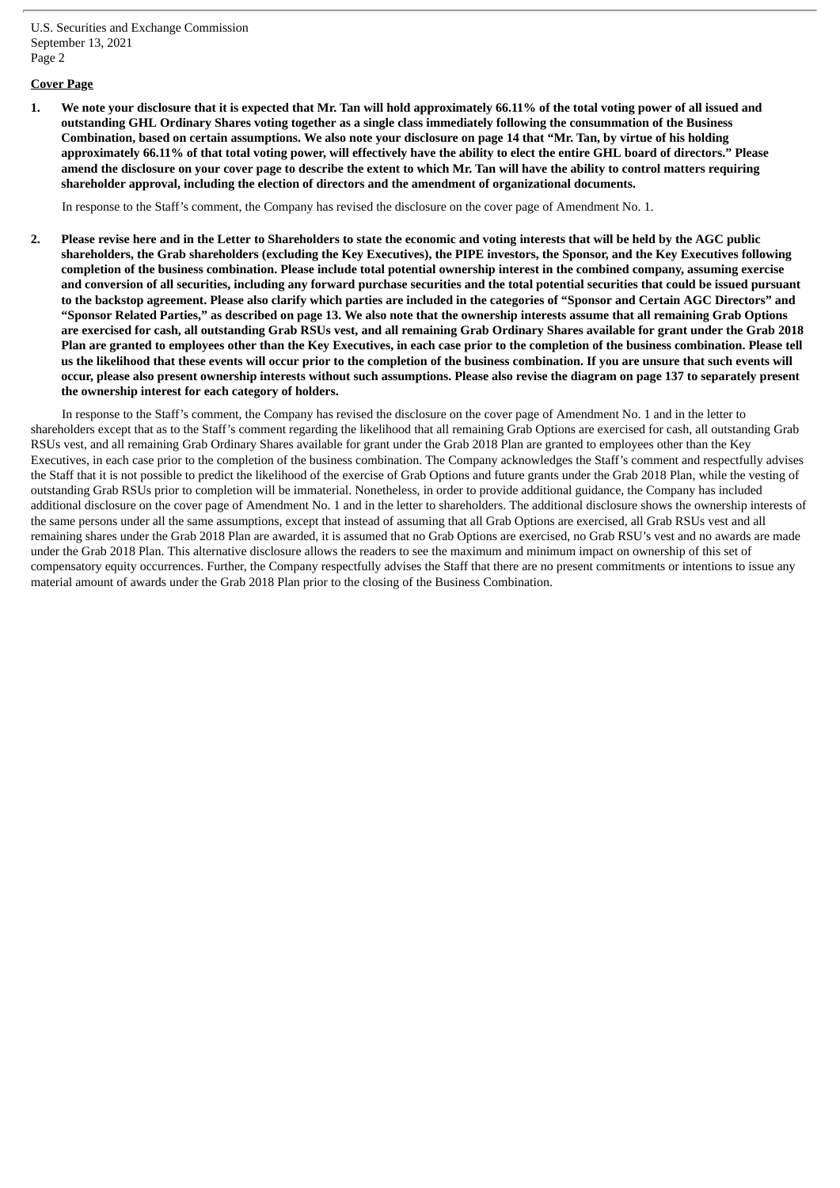**Cover Page**

**1. We note your disclosure that it is expected that Mr. Tan will hold approximately 66.11% of the total voting power of all issued and outstanding GHL Ordinary Shares voting together as a single class immediately following the consummation of the Business Combination, based on certain assumptions. We also note your disclosure on page 14 that "Mr. Tan, by virtue of his holding approximately 66.11% of that total voting power, will effectively have the ability to elect the entire GHL board of directors." Please amend the disclosure on your cover page to describe the extent to which Mr. Tan will have the ability to control matters requiring shareholder approval, including the election of directors and the amendment of organizational documents.**

In response to the Staff's comment, the Company has revised the disclosure on the cover page of Amendment No. 1.

**2. Please revise here and in the Letter to Shareholders to state the economic and voting interests that will be held by the AGC public shareholders, the Grab shareholders (excluding the Key Executives), the PIPE investors, the Sponsor, and the Key Executives following completion of the business combination. Please include total potential ownership interest in the combined company, assuming exercise and conversion of all securities, including any forward purchase securities and the total potential securities that could be issued pursuant to the backstop agreement. Please also clarify which parties are included in the categories of "Sponsor and Certain AGC Directors" and "Sponsor Related Parties," as described on page 13. We also note that the ownership interests assume that all remaining Grab Options are exercised for cash, all outstanding Grab RSUs vest, and all remaining Grab Ordinary Shares available for grant under the Grab 2018 Plan are granted to employees other than the Key Executives, in each case prior to the completion of the business combination. Please tell us the likelihood that these events will occur prior to the completion of the business combination. If you are unsure that such events will occur, please also present ownership interests without such assumptions. Please also revise the diagram on page 137 to separately present the ownership interest for each category of holders.**

In response to the Staff's comment, the Company has revised the disclosure on the cover page of Amendment No. 1 and in the letter to shareholders except that as to the Staff's comment regarding the likelihood that all remaining Grab Options are exercised for cash, all outstanding Grab RSUs vest, and all remaining Grab Ordinary Shares available for grant under the Grab 2018 Plan are granted to employees other than the Key Executives, in each case prior to the completion of the business combination. The Company acknowledges the Staff's comment and respectfully advises the Staff that it is not possible to predict the likelihood of the exercise of Grab Options and future grants under the Grab 2018 Plan, while the vesting of outstanding Grab RSUs prior to completion will be immaterial. Nonetheless, in order to provide additional guidance, the Company has included additional disclosure on the cover page of Amendment No. 1 and in the letter to shareholders. The additional disclosure shows the ownership interests of the same persons under all the same assumptions, except that instead of assuming that all Grab Options are exercised, all Grab RSUs vest and all remaining shares under the Grab 2018 Plan are awarded, it is assumed that no Grab Options are exercised, no Grab RSU's vest and no awards are made under the Grab 2018 Plan. This alternative disclosure allows the readers to see the maximum and minimum impact on ownership of this set of compensatory equity occurrences. Further, the Company respectfully advises the Staff that there are no present commitments or intentions to issue any material amount of awards under the Grab 2018 Plan prior to the closing of the Business Combination.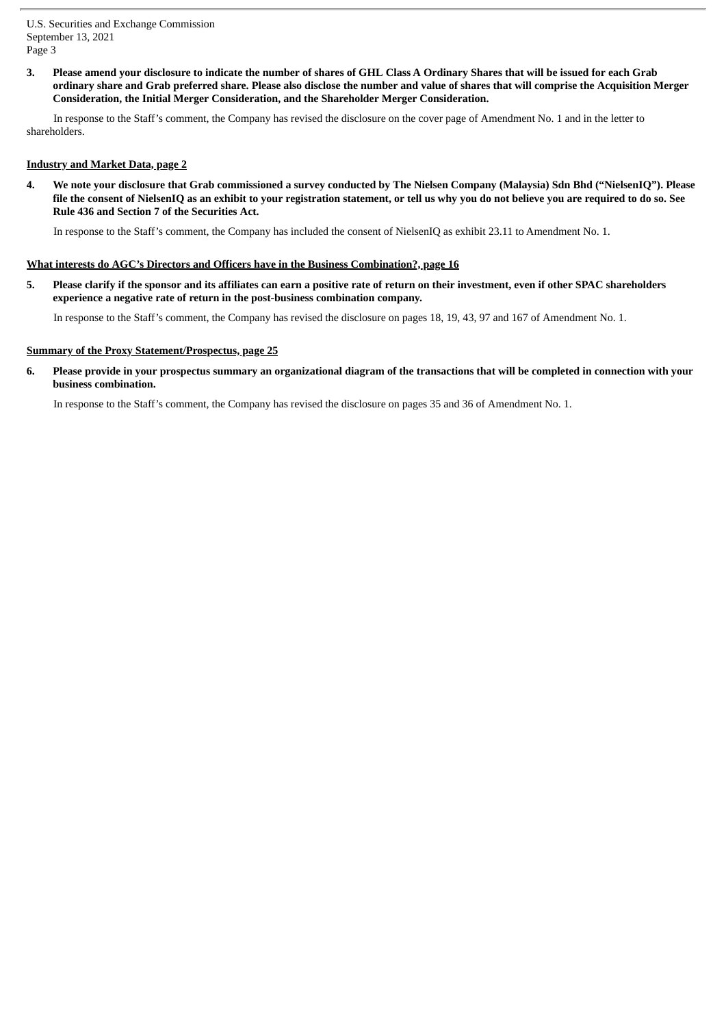**3. Please amend your disclosure to indicate the number of shares of GHL Class A Ordinary Shares that will be issued for each Grab ordinary share and Grab preferred share. Please also disclose the number and value of shares that will comprise the Acquisition Merger Consideration, the Initial Merger Consideration, and the Shareholder Merger Consideration.**

In response to the Staff's comment, the Company has revised the disclosure on the cover page of Amendment No. 1 and in the letter to shareholders.

**Industry and Market Data, page 2**

**4. We note your disclosure that Grab commissioned a survey conducted by The Nielsen Company (Malaysia) Sdn Bhd ("NielsenIQ"). Please file the consent of NielsenIQ as an exhibit to your registration statement, or tell us why you do not believe you are required to do so. See Rule 436 and Section 7 of the Securities Act.**

In response to the Staff's comment, the Company has included the consent of NielsenIQ as exhibit 23.11 to Amendment No. 1.

**What interests do AGC's Directors and Officers have in the Business Combination?, page 16**

**5. Please clarify if the sponsor and its affiliates can earn a positive rate of return on their investment, even if other SPAC shareholders experience a negative rate of return in the post-business combination company.**

In response to the Staff's comment, the Company has revised the disclosure on pages 18, 19, 43, 97 and 167 of Amendment No. 1.

**Summary of the Proxy Statement/Prospectus, page 25**

**6. Please provide in your prospectus summary an organizational diagram of the transactions that will be completed in connection with your business combination.**

In response to the Staff's comment, the Company has revised the disclosure on pages 35 and 36 of Amendment No. 1.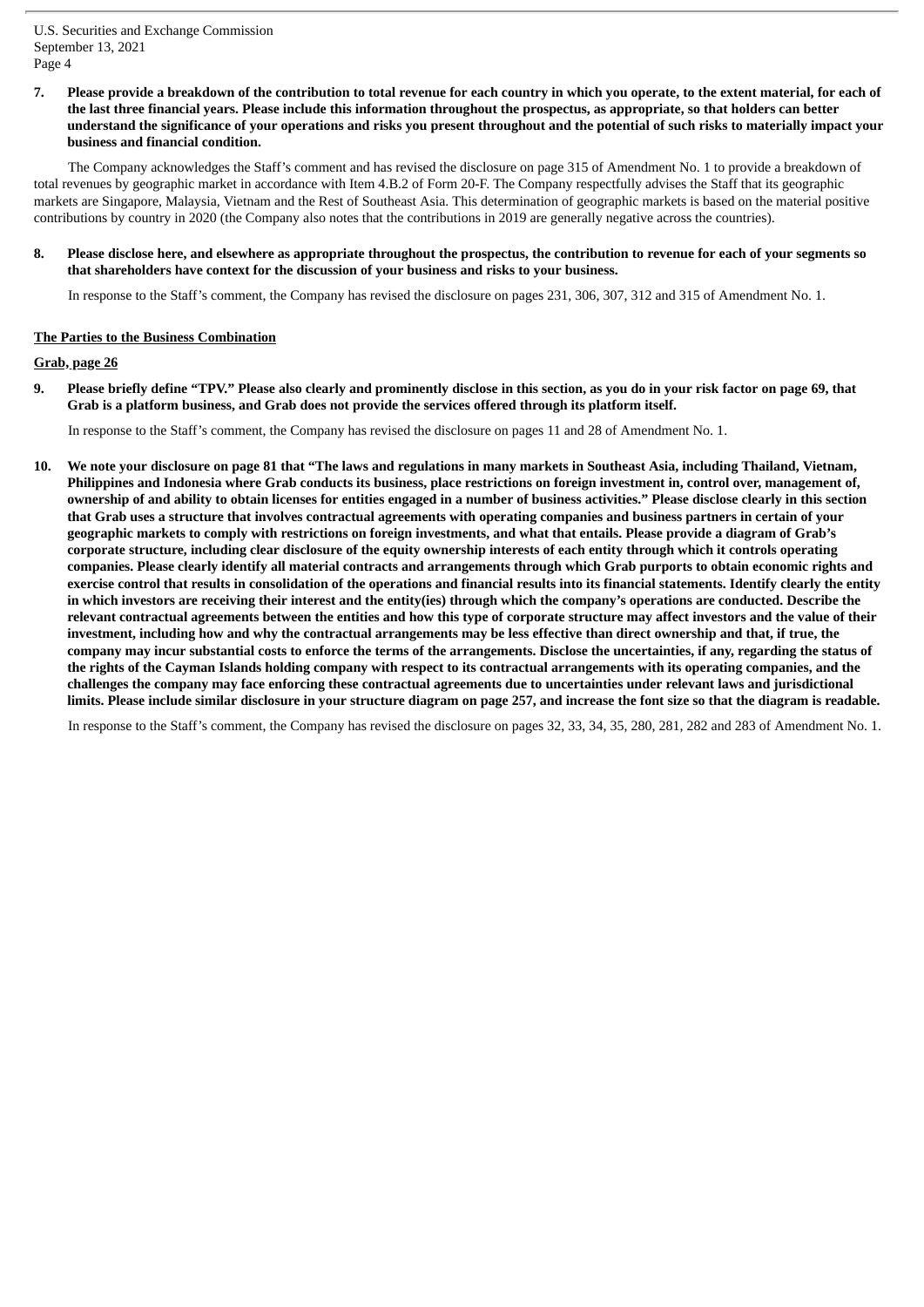**7. Please provide a breakdown of the contribution to total revenue for each country in which you operate, to the extent material, for each of the last three financial years. Please include this information throughout the prospectus, as appropriate, so that holders can better understand the significance of your operations and risks you present throughout and the potential of such risks to materially impact your business and financial condition.**

The Company acknowledges the Staff's comment and has revised the disclosure on page 315 of Amendment No. 1 to provide a breakdown of total revenues by geographic market in accordance with Item 4.B.2 of Form 20-F. The Company respectfully advises the Staff that its geographic markets are Singapore, Malaysia, Vietnam and the Rest of Southeast Asia. This determination of geographic markets is based on the material positive contributions by country in 2020 (the Company also notes that the contributions in 2019 are generally negative across the countries).

**8. Please disclose here, and elsewhere as appropriate throughout the prospectus, the contribution to revenue for each of your segments so that shareholders have context for the discussion of your business and risks to your business.**

In response to the Staff's comment, the Company has revised the disclosure on pages 231, 306, 307, 312 and 315 of Amendment No. 1.

**The Parties to the Business Combination**

**Grab, page 26**

**9. Please briefly define "TPV." Please also clearly and prominently disclose in this section, as you do in your risk factor on page 69, that Grab is a platform business, and Grab does not provide the services offered through its platform itself.**

In response to the Staff's comment, the Company has revised the disclosure on pages 11 and 28 of Amendment No. 1.

**10. We note your disclosure on page 81 that "The laws and regulations in many markets in Southeast Asia, including Thailand, Vietnam, Philippines and Indonesia where Grab conducts its business, place restrictions on foreign investment in, control over, management of, ownership of and ability to obtain licenses for entities engaged in a number of business activities." Please disclose clearly in this section that Grab uses a structure that involves contractual agreements with operating companies and business partners in certain of your geographic markets to comply with restrictions on foreign investments, and what that entails. Please provide a diagram of Grab's corporate structure, including clear disclosure of the equity ownership interests of each entity through which it controls operating companies. Please clearly identify all material contracts and arrangements through which Grab purports to obtain economic rights and exercise control that results in consolidation of the operations and financial results into its financial statements. Identify clearly the entity in which investors are receiving their interest and the entity(ies) through which the company's operations are conducted. Describe the relevant contractual agreements between the entities and how this type of corporate structure may affect investors and the value of their investment, including how and why the contractual arrangements may be less effective than direct ownership and that, if true, the company may incur substantial costs to enforce the terms of the arrangements. Disclose the uncertainties, if any, regarding the status of the rights of the Cayman Islands holding company with respect to its contractual arrangements with its operating companies, and the challenges the company may face enforcing these contractual agreements due to uncertainties under relevant laws and jurisdictional limits. Please include similar disclosure in your structure diagram on page 257, and increase the font size so that the diagram is readable.**

In response to the Staff's comment, the Company has revised the disclosure on pages 32, 33, 34, 35, 280, 281, 282 and 283 of Amendment No. 1.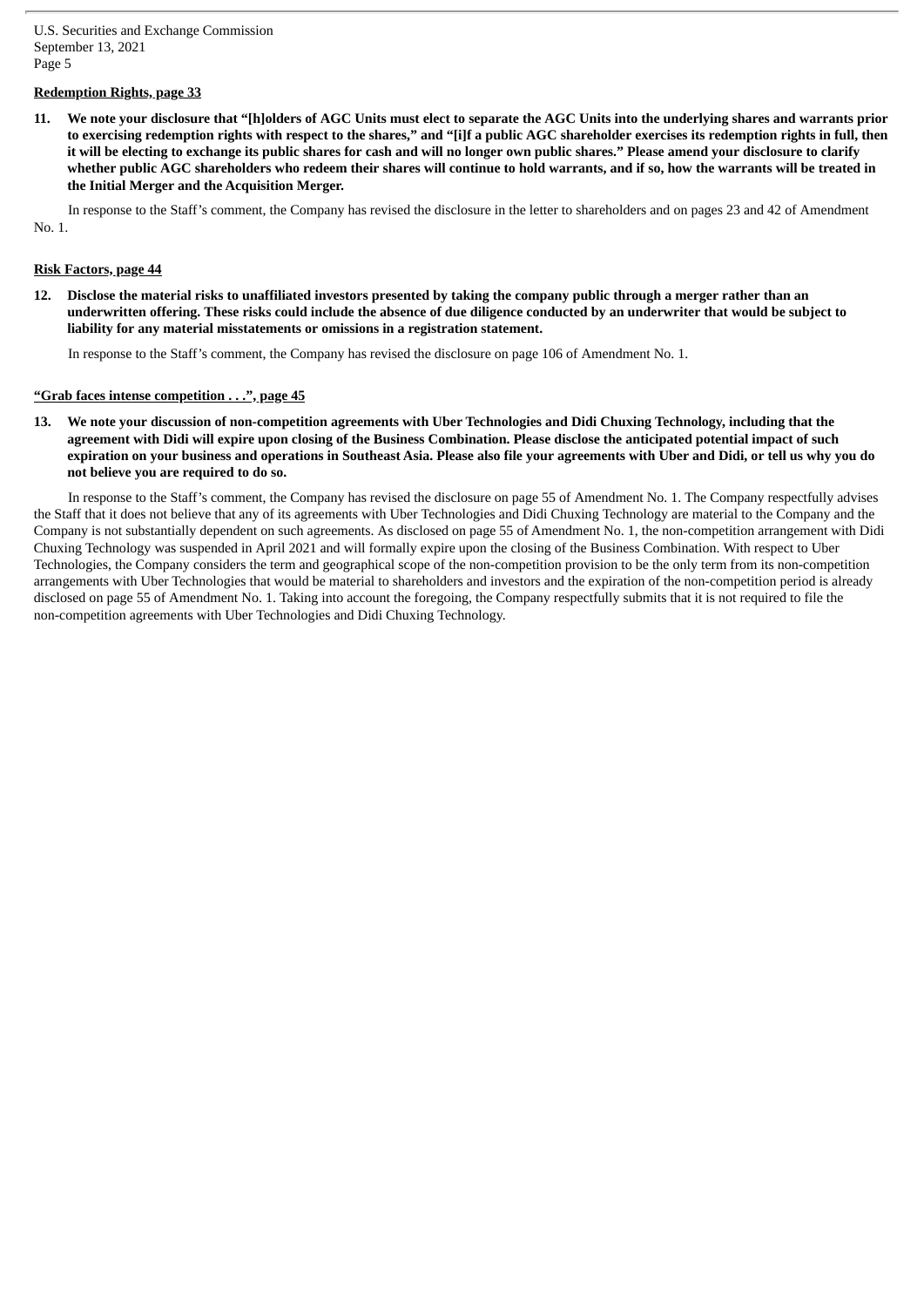**Redemption Rights, page 33**

**11. We note your disclosure that "[h]olders of AGC Units must elect to separate the AGC Units into the underlying shares and warrants prior to exercising redemption rights with respect to the shares," and "[i]f a public AGC shareholder exercises its redemption rights in full, then it will be electing to exchange its public shares for cash and will no longer own public shares." Please amend your disclosure to clarify whether public AGC shareholders who redeem their shares will continue to hold warrants, and if so, how the warrants will be treated in the Initial Merger and the Acquisition Merger.**

In response to the Staff's comment, the Company has revised the disclosure in the letter to shareholders and on pages 23 and 42 of Amendment No. 1.

**Risk Factors, page 44**

**12. Disclose the material risks to unaffiliated investors presented by taking the company public through a merger rather than an underwritten offering. These risks could include the absence of due diligence conducted by an underwriter that would be subject to liability for any material misstatements or omissions in a registration statement.**

In response to the Staff's comment, the Company has revised the disclosure on page 106 of Amendment No. 1.

**"Grab faces intense competition . . .", page 45**

**13. We note your discussion of non-competition agreements with Uber Technologies and Didi Chuxing Technology, including that the agreement with Didi will expire upon closing of the Business Combination. Please disclose the anticipated potential impact of such expiration on your business and operations in Southeast Asia. Please also file your agreements with Uber and Didi, or tell us why you do not believe you are required to do so.**

In response to the Staff's comment, the Company has revised the disclosure on page 55 of Amendment No. 1. The Company respectfully advises the Staff that it does not believe that any of its agreements with Uber Technologies and Didi Chuxing Technology are material to the Company and the Company is not substantially dependent on such agreements. As disclosed on page 55 of Amendment No. 1, the non-competition arrangement with Didi Chuxing Technology was suspended in April 2021 and will formally expire upon the closing of the Business Combination. With respect to Uber Technologies, the Company considers the term and geographical scope of the non-competition provision to be the only term from its non-competition arrangements with Uber Technologies that would be material to shareholders and investors and the expiration of the non-competition period is already disclosed on page 55 of Amendment No. 1. Taking into account the foregoing, the Company respectfully submits that it is not required to file the non-competition agreements with Uber Technologies and Didi Chuxing Technology.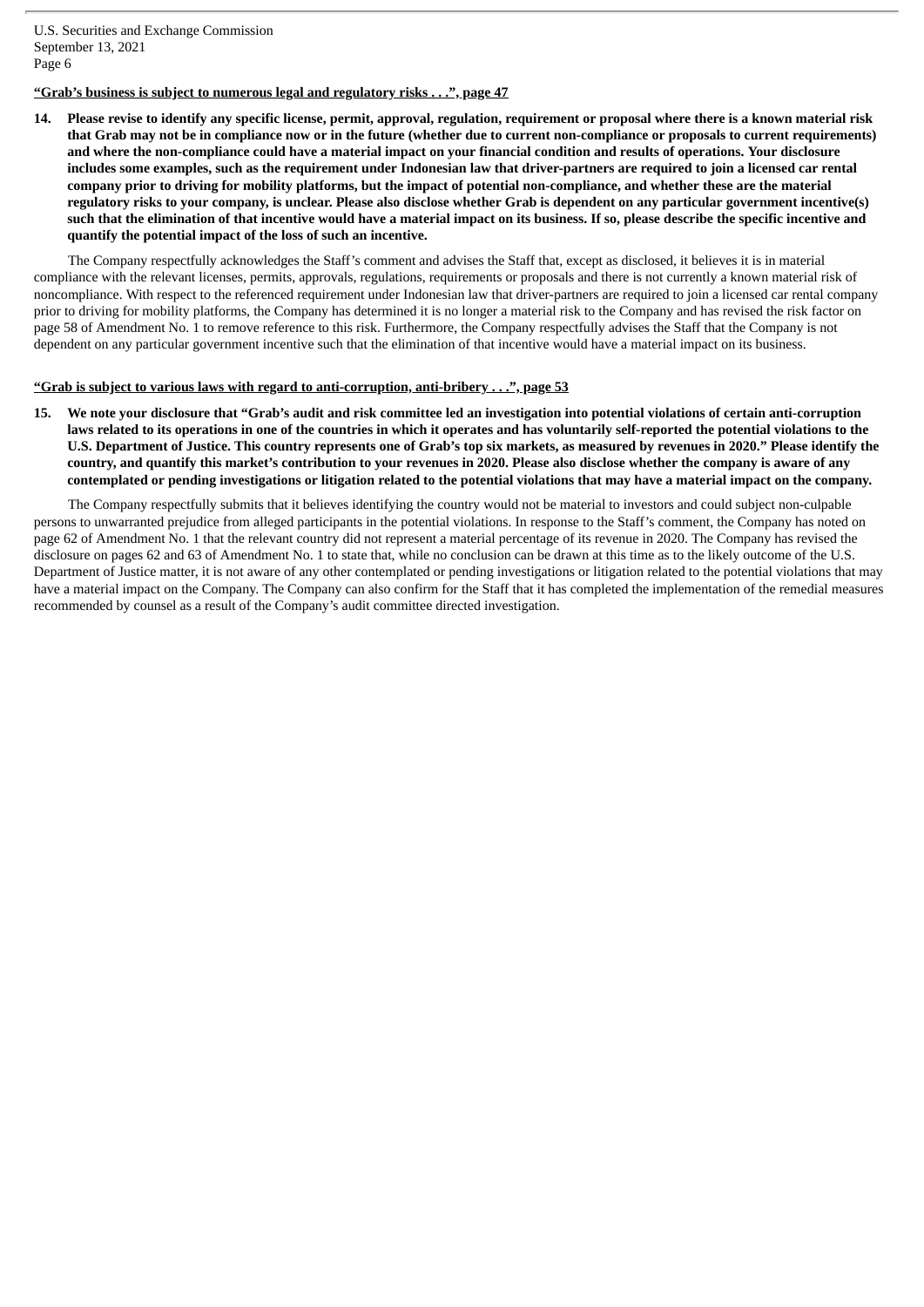**<u>"Grab's business is subject to numerous legal and regulatory risks . . .", page 47</u>**

**14. Please revise to identify any specific license, permit, approval, regulation, requirement or proposal where there is a known material risk that Grab may not be in compliance now or in the future (whether due to current non-compliance or proposals to current requirements) and where the non-compliance could have a material impact on your financial condition and results of operations. Your disclosure includes some examples, such as the requirement under Indonesian law that driver-partners are required to join a licensed car rental company prior to driving for mobility platforms, but the impact of potential non-compliance, and whether these are the material regulatory risks to your company, is unclear. Please also disclose whether Grab is dependent on any particular government incentive(s) such that the elimination of that incentive would have a material impact on its business. If so, please describe the specific incentive and quantify the potential impact of the loss of such an incentive.**

The Company respectfully acknowledges the Staff's comment and advises the Staff that, except as disclosed, it believes it is in material compliance with the relevant licenses, permits, approvals, regulations, requirements or proposals and there is not currently a known material risk of noncompliance. With respect to the referenced requirement under Indonesian law that driver-partners are required to join a licensed car rental company prior to driving for mobility platforms, the Company has determined it is no longer a material risk to the Company and has revised the risk factor on page 58 of Amendment No. 1 to remove reference to this risk. Furthermore, the Company respectfully advises the Staff that the Company is not dependent on any particular government incentive such that the elimination of that incentive would have a material impact on its business.

**<u>"Grab is subject to various laws with regard to anti-corruption, anti-bribery . . .", page 53</u>**

**15. We note your disclosure that "Grab's audit and risk committee led an investigation into potential violations of certain anti-corruption laws related to its operations in one of the countries in which it operates and has voluntarily self-reported the potential violations to the U.S. Department of Justice. This country represents one of Grab's top six markets, as measured by revenues in 2020." Please identify the country, and quantify this market's contribution to your revenues in 2020. Please also disclose whether the company is aware of any contemplated or pending investigations or litigation related to the potential violations that may have a material impact on the company.**

The Company respectfully submits that it believes identifying the country would not be material to investors and could subject non-culpable persons to unwarranted prejudice from alleged participants in the potential violations. In response to the Staff's comment, the Company has noted on page 62 of Amendment No. 1 that the relevant country did not represent a material percentage of its revenue in 2020. The Company has revised the disclosure on pages 62 and 63 of Amendment No. 1 to state that, while no conclusion can be drawn at this time as to the likely outcome of the U.S. Department of Justice matter, it is not aware of any other contemplated or pending investigations or litigation related to the potential violations that may have a material impact on the Company. The Company can also confirm for the Staff that it has completed the implementation of the remedial measures recommended by counsel as a result of the Company's audit committee directed investigation.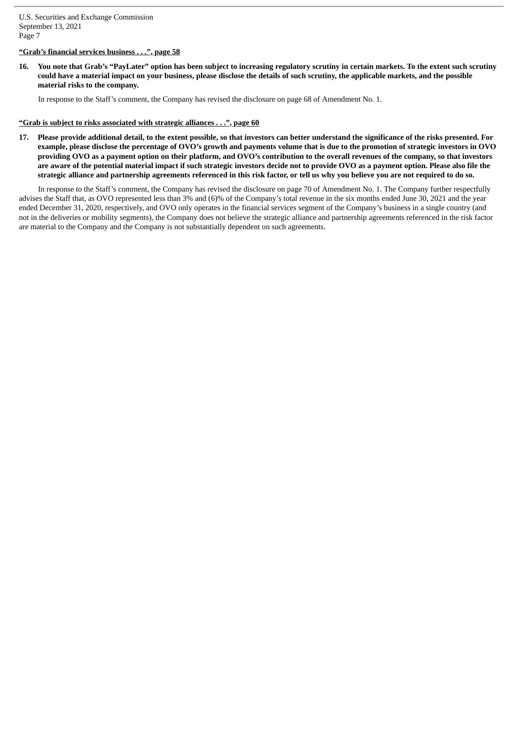**<u>"Grab's financial services business . . .", page 58</u>**

**16. You note that Grab's "PayLater" option has been subject to increasing regulatory scrutiny in certain markets. To the extent such scrutiny could have a material impact on your business, please disclose the details of such scrutiny, the applicable markets, and the possible material risks to the company.**

In response to the Staff's comment, the Company has revised the disclosure on page 68 of Amendment No. 1.

**<u>"Grab is subject to risks associated with strategic alliances . . .", page 60</u>**

**17. Please provide additional detail, to the extent possible, so that investors can better understand the significance of the risks presented. For example, please disclose the percentage of OVO's growth and payments volume that is due to the promotion of strategic investors in OVO providing OVO as a payment option on their platform, and OVO's contribution to the overall revenues of the company, so that investors are aware of the potential material impact if such strategic investors decide not to provide OVO as a payment option. Please also file the strategic alliance and partnership agreements referenced in this risk factor, or tell us why you believe you are not required to do so.**

In response to the Staff's comment, the Company has revised the disclosure on page 70 of Amendment No. 1. The Company further respectfully advises the Staff that, as OVO represented less than 3% and (6)% of the Company's total revenue in the six months ended June 30, 2021 and the year ended December 31, 2020, respectively, and OVO only operates in the financial services segment of the Company's business in a single country (and not in the deliveries or mobility segments), the Company does not believe the strategic alliance and partnership agreements referenced in the risk factor are material to the Company and the Company is not substantially dependent on such agreements.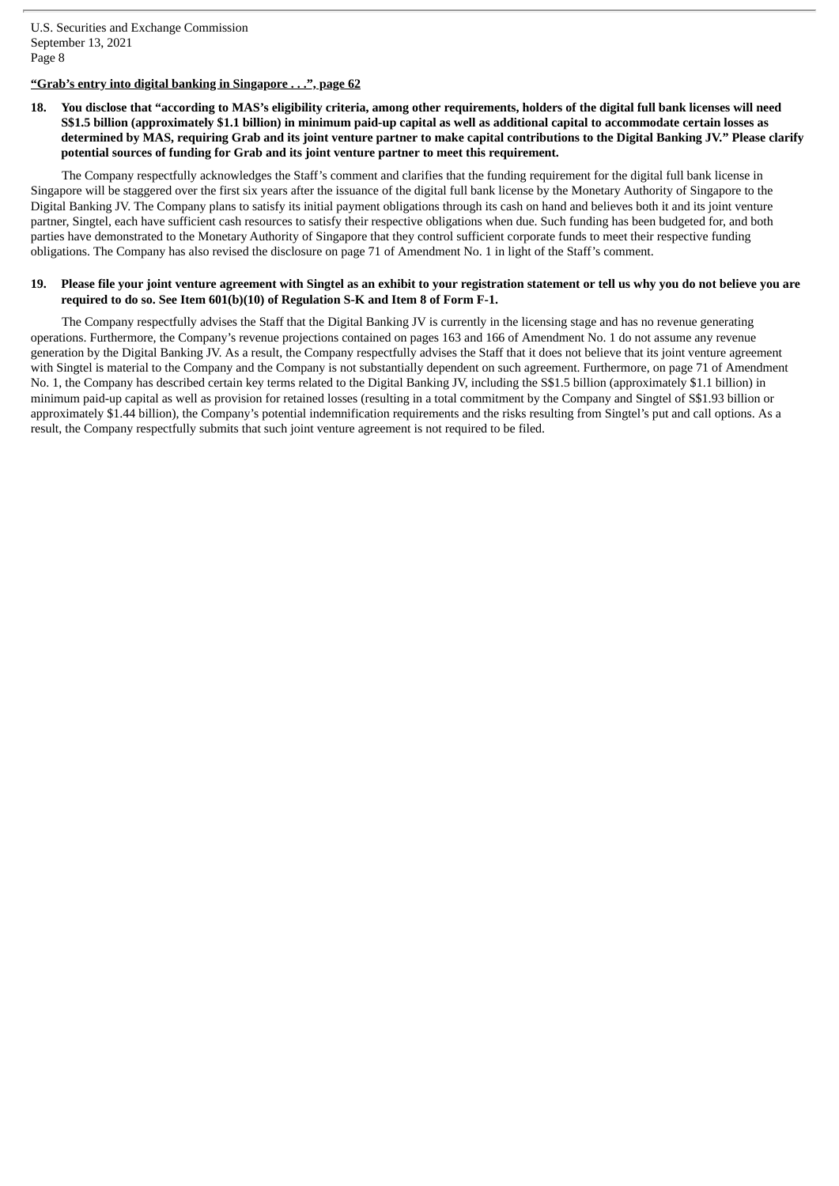**<u>"Grab's entry into digital banking in Singapore . . .", page 62</u>**

**18. You disclose that "according to MAS's eligibility criteria, among other requirements, holders of the digital full bank licenses will need S$1.5 billion (approximately $1.1 billion) in minimum paid-up capital as well as additional capital to accommodate certain losses as determined by MAS, requiring Grab and its joint venture partner to make capital contributions to the Digital Banking JV." Please clarify potential sources of funding for Grab and its joint venture partner to meet this requirement.**

The Company respectfully acknowledges the Staff's comment and clarifies that the funding requirement for the digital full bank license in Singapore will be staggered over the first six years after the issuance of the digital full bank license by the Monetary Authority of Singapore to the Digital Banking JV. The Company plans to satisfy its initial payment obligations through its cash on hand and believes both it and its joint venture partner, Singtel, each have sufficient cash resources to satisfy their respective obligations when due. Such funding has been budgeted for, and both parties have demonstrated to the Monetary Authority of Singapore that they control sufficient corporate funds to meet their respective funding obligations. The Company has also revised the disclosure on page 71 of Amendment No. 1 in light of the Staff's comment.

**19. Please file your joint venture agreement with Singtel as an exhibit to your registration statement or tell us why you do not believe you are required to do so. See Item 601(b)(10) of Regulation S-K and Item 8 of Form F-1.**

The Company respectfully advises the Staff that the Digital Banking JV is currently in the licensing stage and has no revenue generating operations. Furthermore, the Company's revenue projections contained on pages 163 and 166 of Amendment No. 1 do not assume any revenue generation by the Digital Banking JV. As a result, the Company respectfully advises the Staff that it does not believe that its joint venture agreement with Singtel is material to the Company and the Company is not substantially dependent on such agreement. Furthermore, on page 71 of Amendment No. 1, the Company has described certain key terms related to the Digital Banking JV, including the S$1.5 billion (approximately $1.1 billion) in minimum paid-up capital as well as provision for retained losses (resulting in a total commitment by the Company and Singtel of S$1.93 billion or approximately $1.44 billion), the Company's potential indemnification requirements and the risks resulting from Singtel's put and call options. As a result, the Company respectfully submits that such joint venture agreement is not required to be filed.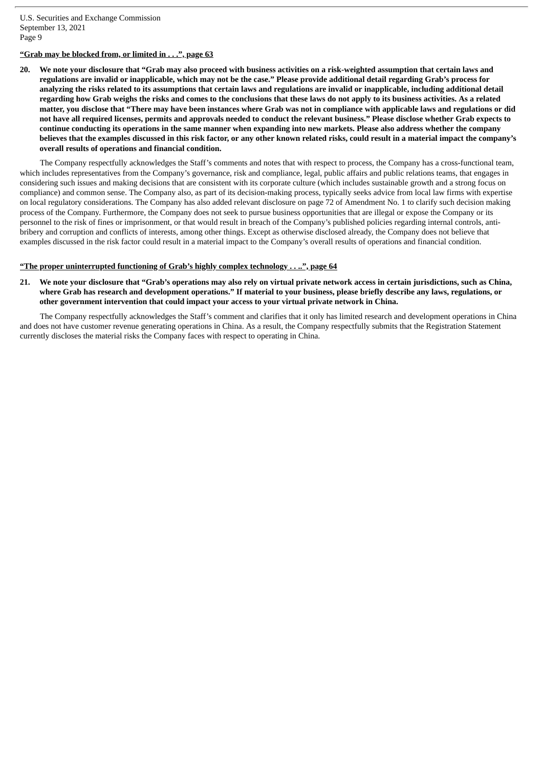**"Grab may be blocked from, or limited in . . .", page 63**

**20. We note your disclosure that "Grab may also proceed with business activities on a risk-weighted assumption that certain laws and regulations are invalid or inapplicable, which may not be the case." Please provide additional detail regarding Grab's process for analyzing the risks related to its assumptions that certain laws and regulations are invalid or inapplicable, including additional detail regarding how Grab weighs the risks and comes to the conclusions that these laws do not apply to its business activities. As a related matter, you disclose that "There may have been instances where Grab was not in compliance with applicable laws and regulations or did not have all required licenses, permits and approvals needed to conduct the relevant business." Please disclose whether Grab expects to continue conducting its operations in the same manner when expanding into new markets. Please also address whether the company believes that the examples discussed in this risk factor, or any other known related risks, could result in a material impact the company's overall results of operations and financial condition.**

The Company respectfully acknowledges the Staff's comments and notes that with respect to process, the Company has a cross-functional team, which includes representatives from the Company's governance, risk and compliance, legal, public affairs and public relations teams, that engages in considering such issues and making decisions that are consistent with its corporate culture (which includes sustainable growth and a strong focus on compliance) and common sense. The Company also, as part of its decision-making process, typically seeks advice from local law firms with expertise on local regulatory considerations. The Company has also added relevant disclosure on page 72 of Amendment No. 1 to clarify such decision making process of the Company. Furthermore, the Company does not seek to pursue business opportunities that are illegal or expose the Company or its personnel to the risk of fines or imprisonment, or that would result in breach of the Company's published policies regarding internal controls, anti-bribery and corruption and conflicts of interests, among other things. Except as otherwise disclosed already, the Company does not believe that examples discussed in the risk factor could result in a material impact to the Company's overall results of operations and financial condition.

**"The proper uninterrupted functioning of Grab's highly complex technology . . ..", page 64**

**21. We note your disclosure that "Grab's operations may also rely on virtual private network access in certain jurisdictions, such as China, where Grab has research and development operations." If material to your business, please briefly describe any laws, regulations, or other government intervention that could impact your access to your virtual private network in China.**

The Company respectfully acknowledges the Staff's comment and clarifies that it only has limited research and development operations in China and does not have customer revenue generating operations in China. As a result, the Company respectfully submits that the Registration Statement currently discloses the material risks the Company faces with respect to operating in China.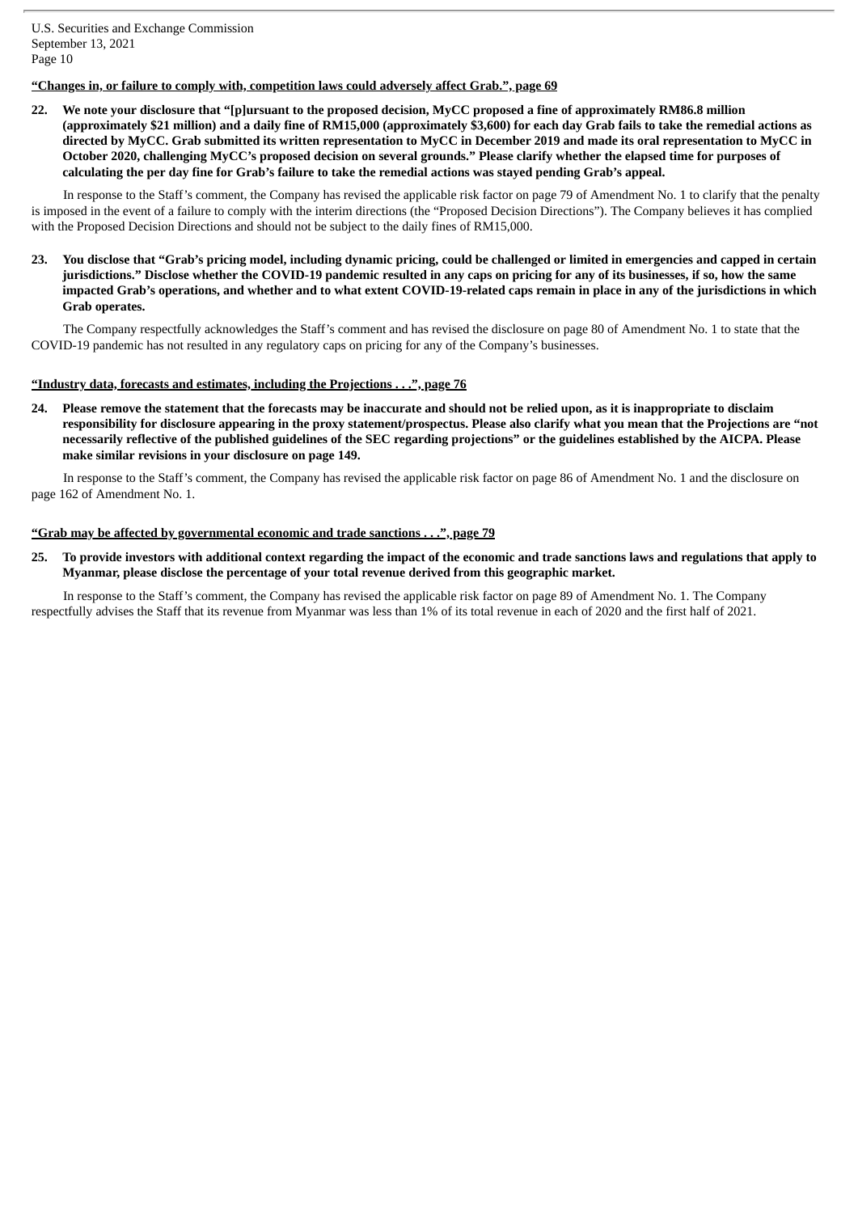**"Changes in, or failure to comply with, competition laws could adversely affect Grab.", page 69**

**22. We note your disclosure that "[p]ursuant to the proposed decision, MyCC proposed a fine of approximately RM86.8 million (approximately $21 million) and a daily fine of RM15,000 (approximately $3,600) for each day Grab fails to take the remedial actions as directed by MyCC. Grab submitted its written representation to MyCC in December 2019 and made its oral representation to MyCC in October 2020, challenging MyCC's proposed decision on several grounds." Please clarify whether the elapsed time for purposes of calculating the per day fine for Grab's failure to take the remedial actions was stayed pending Grab's appeal.**

In response to the Staff's comment, the Company has revised the applicable risk factor on page 79 of Amendment No. 1 to clarify that the penalty is imposed in the event of a failure to comply with the interim directions (the "Proposed Decision Directions"). The Company believes it has complied with the Proposed Decision Directions and should not be subject to the daily fines of RM15,000.

**23. You disclose that "Grab's pricing model, including dynamic pricing, could be challenged or limited in emergencies and capped in certain jurisdictions." Disclose whether the COVID-19 pandemic resulted in any caps on pricing for any of its businesses, if so, how the same impacted Grab's operations, and whether and to what extent COVID-19-related caps remain in place in any of the jurisdictions in which Grab operates.**

The Company respectfully acknowledges the Staff's comment and has revised the disclosure on page 80 of Amendment No. 1 to state that the COVID-19 pandemic has not resulted in any regulatory caps on pricing for any of the Company's businesses.

**"Industry data, forecasts and estimates, including the Projections . . .", page 76**

**24. Please remove the statement that the forecasts may be inaccurate and should not be relied upon, as it is inappropriate to disclaim responsibility for disclosure appearing in the proxy statement/prospectus. Please also clarify what you mean that the Projections are "not necessarily reflective of the published guidelines of the SEC regarding projections" or the guidelines established by the AICPA. Please make similar revisions in your disclosure on page 149.**

In response to the Staff's comment, the Company has revised the applicable risk factor on page 86 of Amendment No. 1 and the disclosure on page 162 of Amendment No. 1.

**"Grab may be affected by governmental economic and trade sanctions . . .", page 79**

**25. To provide investors with additional context regarding the impact of the economic and trade sanctions laws and regulations that apply to Myanmar, please disclose the percentage of your total revenue derived from this geographic market.**

In response to the Staff's comment, the Company has revised the applicable risk factor on page 89 of Amendment No. 1. The Company respectfully advises the Staff that its revenue from Myanmar was less than 1% of its total revenue in each of 2020 and the first half of 2021.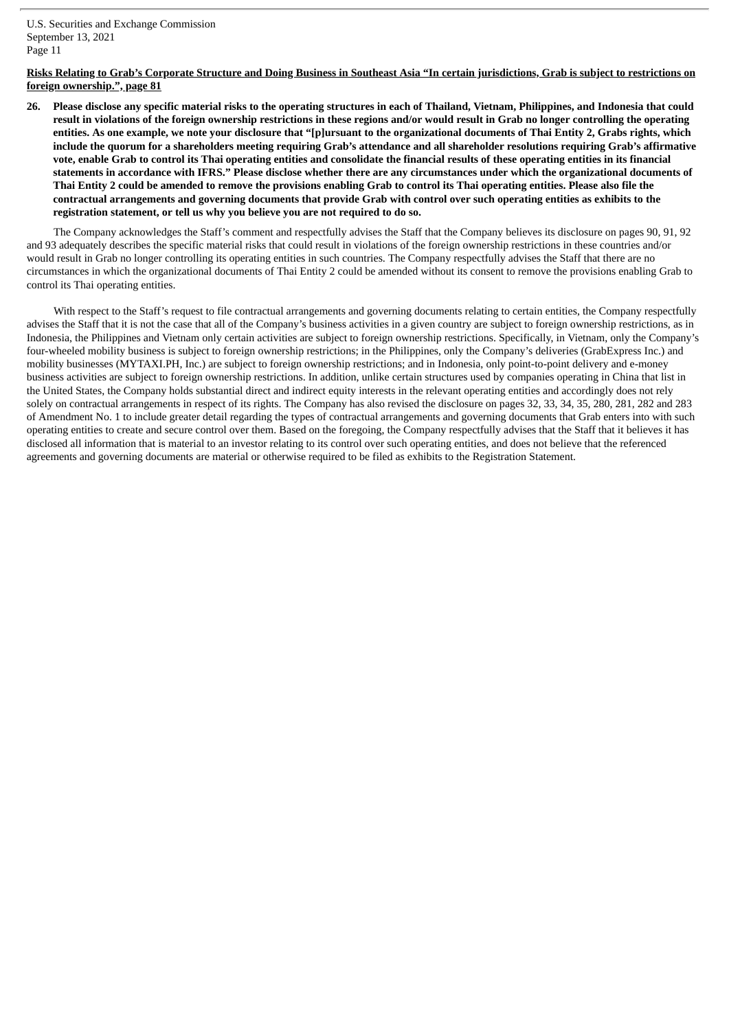**Risks Relating to Grab's Corporate Structure and Doing Business in Southeast Asia "In certain jurisdictions, Grab is subject to restrictions on foreign ownership.", page 81**

**26. Please disclose any specific material risks to the operating structures in each of Thailand, Vietnam, Philippines, and Indonesia that could result in violations of the foreign ownership restrictions in these regions and/or would result in Grab no longer controlling the operating entities. As one example, we note your disclosure that "[p]ursuant to the organizational documents of Thai Entity 2, Grabs rights, which include the quorum for a shareholders meeting requiring Grab's attendance and all shareholder resolutions requiring Grab's affirmative vote, enable Grab to control its Thai operating entities and consolidate the financial results of these operating entities in its financial statements in accordance with IFRS." Please disclose whether there are any circumstances under which the organizational documents of Thai Entity 2 could be amended to remove the provisions enabling Grab to control its Thai operating entities. Please also file the contractual arrangements and governing documents that provide Grab with control over such operating entities as exhibits to the registration statement, or tell us why you believe you are not required to do so.**

The Company acknowledges the Staff's comment and respectfully advises the Staff that the Company believes its disclosure on pages 90, 91, 92 and 93 adequately describes the specific material risks that could result in violations of the foreign ownership restrictions in these countries and/or would result in Grab no longer controlling its operating entities in such countries. The Company respectfully advises the Staff that there are no circumstances in which the organizational documents of Thai Entity 2 could be amended without its consent to remove the provisions enabling Grab to control its Thai operating entities.

With respect to the Staff's request to file contractual arrangements and governing documents relating to certain entities, the Company respectfully advises the Staff that it is not the case that all of the Company's business activities in a given country are subject to foreign ownership restrictions, as in Indonesia, the Philippines and Vietnam only certain activities are subject to foreign ownership restrictions. Specifically, in Vietnam, only the Company's four-wheeled mobility business is subject to foreign ownership restrictions; in the Philippines, only the Company's deliveries (GrabExpress Inc.) and mobility businesses (MYTAXI.PH, Inc.) are subject to foreign ownership restrictions; and in Indonesia, only point-to-point delivery and e-money business activities are subject to foreign ownership restrictions. In addition, unlike certain structures used by companies operating in China that list in the United States, the Company holds substantial direct and indirect equity interests in the relevant operating entities and accordingly does not rely solely on contractual arrangements in respect of its rights. The Company has also revised the disclosure on pages 32, 33, 34, 35, 280, 281, 282 and 283 of Amendment No. 1 to include greater detail regarding the types of contractual arrangements and governing documents that Grab enters into with such operating entities to create and secure control over them. Based on the foregoing, the Company respectfully advises that the Staff that it believes it has disclosed all information that is material to an investor relating to its control over such operating entities, and does not believe that the referenced agreements and governing documents are material or otherwise required to be filed as exhibits to the Registration Statement.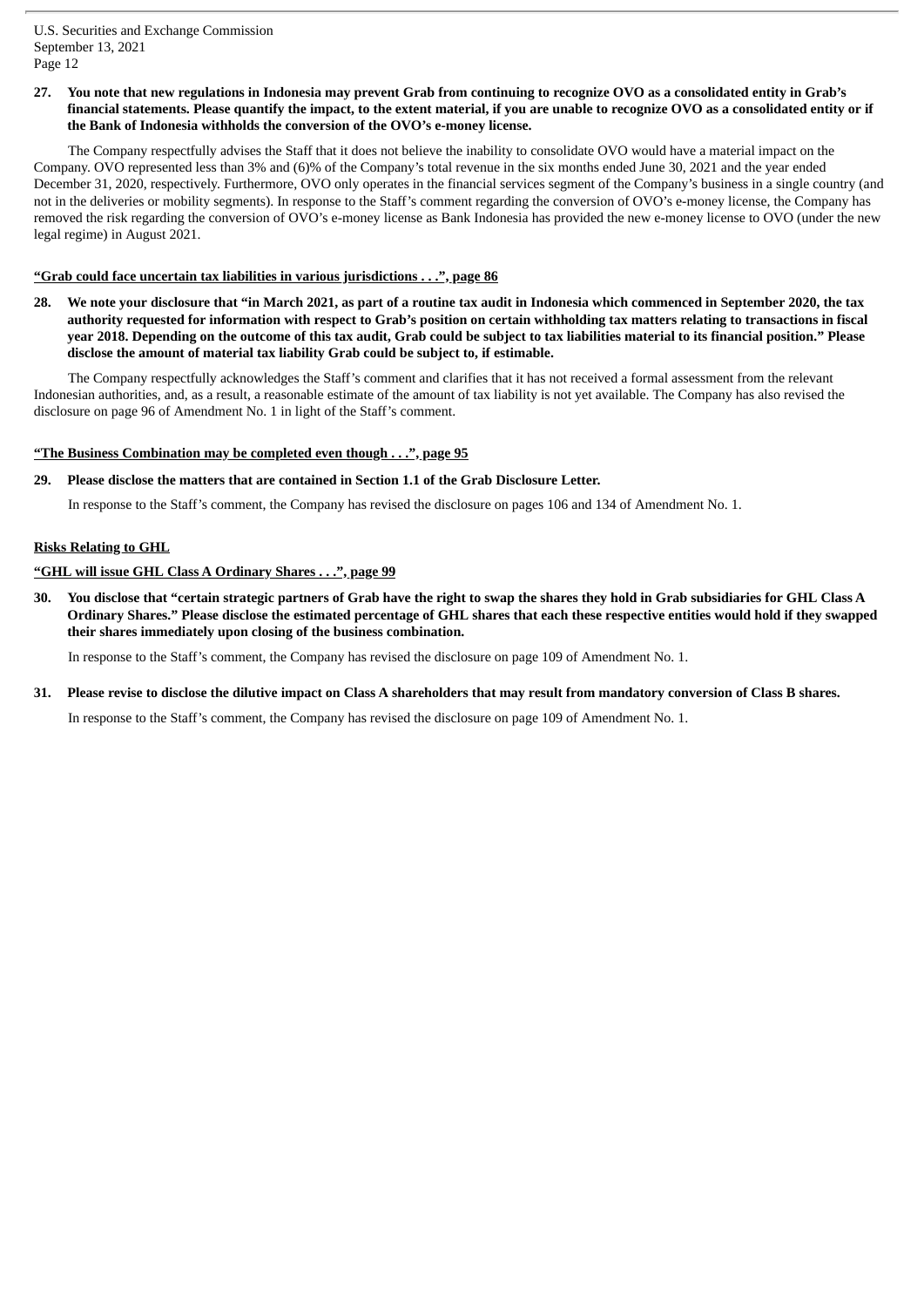**27. You note that new regulations in Indonesia may prevent Grab from continuing to recognize OVO as a consolidated entity in Grab's financial statements. Please quantify the impact, to the extent material, if you are unable to recognize OVO as a consolidated entity or if the Bank of Indonesia withholds the conversion of the OVO's e-money license.**

The Company respectfully advises the Staff that it does not believe the inability to consolidate OVO would have a material impact on the Company. OVO represented less than 3% and (6)% of the Company's total revenue in the six months ended June 30, 2021 and the year ended December 31, 2020, respectively. Furthermore, OVO only operates in the financial services segment of the Company's business in a single country (and not in the deliveries or mobility segments). In response to the Staff's comment regarding the conversion of OVO's e-money license, the Company has removed the risk regarding the conversion of OVO's e-money license as Bank Indonesia has provided the new e-money license to OVO (under the new legal regime) in August 2021.

**"Grab could face uncertain tax liabilities in various jurisdictions . . .", page 86**

**28. We note your disclosure that "in March 2021, as part of a routine tax audit in Indonesia which commenced in September 2020, the tax authority requested for information with respect to Grab's position on certain withholding tax matters relating to transactions in fiscal year 2018. Depending on the outcome of this tax audit, Grab could be subject to tax liabilities material to its financial position." Please disclose the amount of material tax liability Grab could be subject to, if estimable.**

The Company respectfully acknowledges the Staff's comment and clarifies that it has not received a formal assessment from the relevant Indonesian authorities, and, as a result, a reasonable estimate of the amount of tax liability is not yet available. The Company has also revised the disclosure on page 96 of Amendment No. 1 in light of the Staff's comment.

**"The Business Combination may be completed even though . . .", page 95**

**29. Please disclose the matters that are contained in Section 1.1 of the Grab Disclosure Letter.**

In response to the Staff's comment, the Company has revised the disclosure on pages 106 and 134 of Amendment No. 1.

**Risks Relating to GHL**

**"GHL will issue GHL Class A Ordinary Shares . . .", page 99**

**30. You disclose that "certain strategic partners of Grab have the right to swap the shares they hold in Grab subsidiaries for GHL Class A Ordinary Shares." Please disclose the estimated percentage of GHL shares that each these respective entities would hold if they swapped their shares immediately upon closing of the business combination.**

In response to the Staff's comment, the Company has revised the disclosure on page 109 of Amendment No. 1.

**31. Please revise to disclose the dilutive impact on Class A shareholders that may result from mandatory conversion of Class B shares.**

In response to the Staff's comment, the Company has revised the disclosure on page 109 of Amendment No. 1.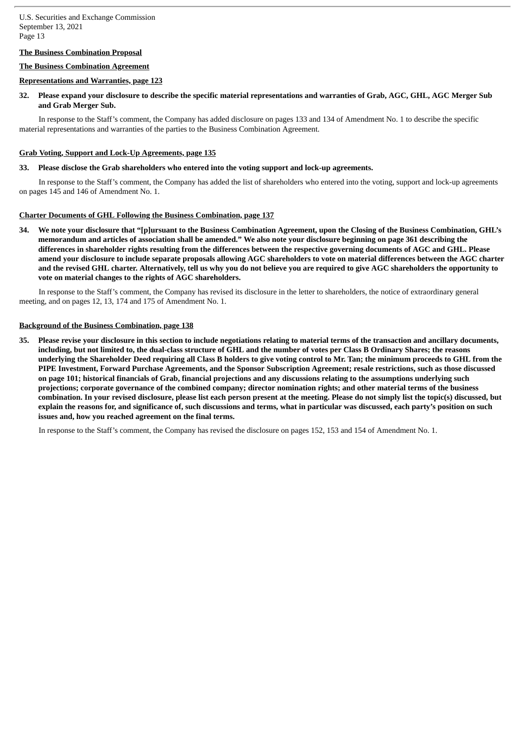**The Business Combination Proposal**

**The Business Combination Agreement**

**Representations and Warranties, page 123**

**32. Please expand your disclosure to describe the specific material representations and warranties of Grab, AGC, GHL, AGC Merger Sub and Grab Merger Sub.**

In response to the Staff's comment, the Company has added disclosure on pages 133 and 134 of Amendment No. 1 to describe the specific material representations and warranties of the parties to the Business Combination Agreement.

**Grab Voting, Support and Lock-Up Agreements, page 135**

**33. Please disclose the Grab shareholders who entered into the voting support and lock-up agreements.**

In response to the Staff's comment, the Company has added the list of shareholders who entered into the voting, support and lock-up agreements on pages 145 and 146 of Amendment No. 1.

**Charter Documents of GHL Following the Business Combination, page 137**

**34. We note your disclosure that "[p]ursuant to the Business Combination Agreement, upon the Closing of the Business Combination, GHL's memorandum and articles of association shall be amended." We also note your disclosure beginning on page 361 describing the differences in shareholder rights resulting from the differences between the respective governing documents of AGC and GHL. Please amend your disclosure to include separate proposals allowing AGC shareholders to vote on material differences between the AGC charter and the revised GHL charter. Alternatively, tell us why you do not believe you are required to give AGC shareholders the opportunity to vote on material changes to the rights of AGC shareholders.**

In response to the Staff's comment, the Company has revised its disclosure in the letter to shareholders, the notice of extraordinary general meeting, and on pages 12, 13, 174 and 175 of Amendment No. 1.

**Background of the Business Combination, page 138**

**35. Please revise your disclosure in this section to include negotiations relating to material terms of the transaction and ancillary documents, including, but not limited to, the dual-class structure of GHL and the number of votes per Class B Ordinary Shares; the reasons underlying the Shareholder Deed requiring all Class B holders to give voting control to Mr. Tan; the minimum proceeds to GHL from the PIPE Investment, Forward Purchase Agreements, and the Sponsor Subscription Agreement; resale restrictions, such as those discussed on page 101; historical financials of Grab, financial projections and any discussions relating to the assumptions underlying such projections; corporate governance of the combined company; director nomination rights; and other material terms of the business combination. In your revised disclosure, please list each person present at the meeting. Please do not simply list the topic(s) discussed, but explain the reasons for, and significance of, such discussions and terms, what in particular was discussed, each party's position on such issues and, how you reached agreement on the final terms.**

In response to the Staff's comment, the Company has revised the disclosure on pages 152, 153 and 154 of Amendment No. 1.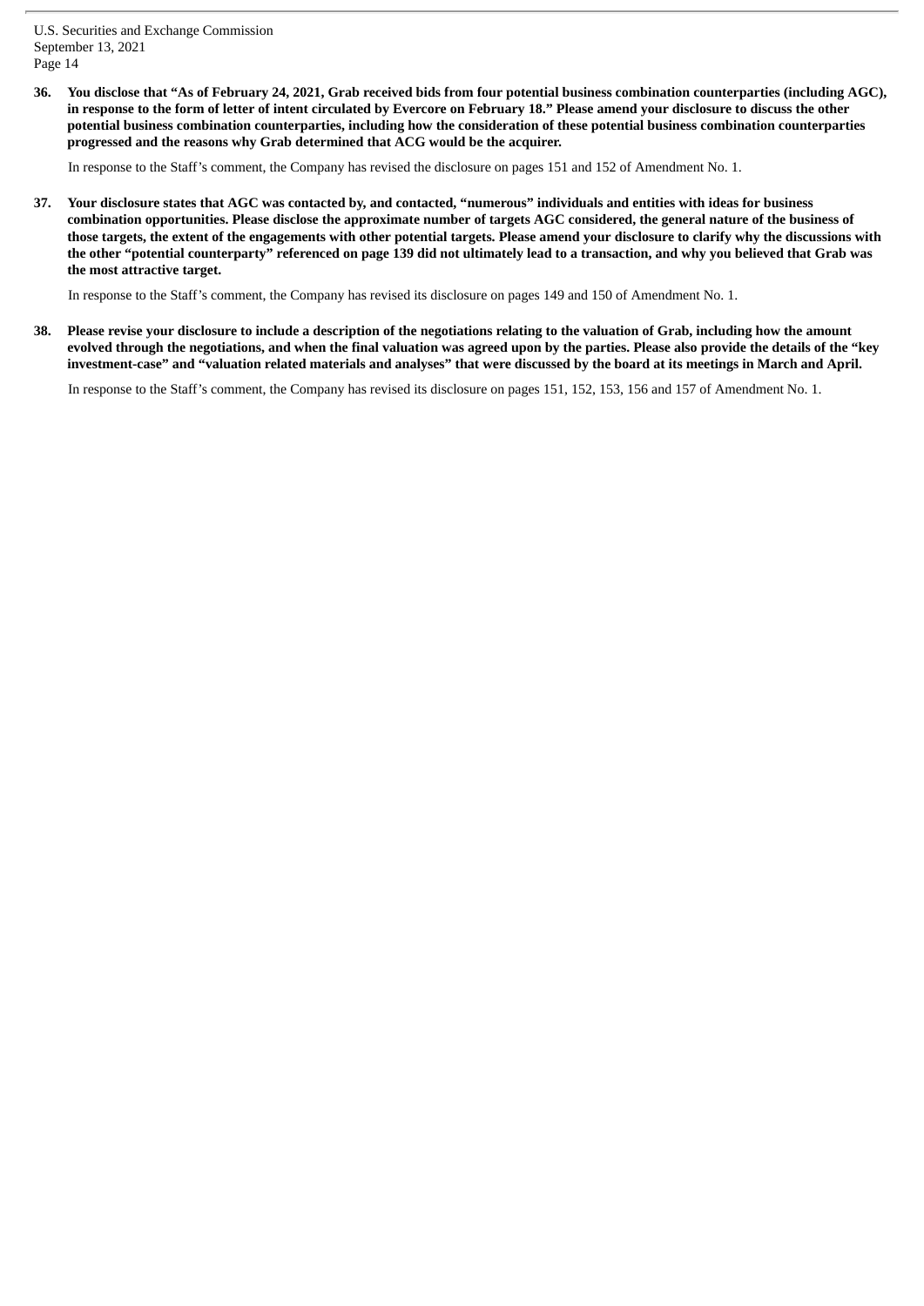**36. You disclose that "As of February 24, 2021, Grab received bids from four potential business combination counterparties (including AGC), in response to the form of letter of intent circulated by Evercore on February 18." Please amend your disclosure to discuss the other potential business combination counterparties, including how the consideration of these potential business combination counterparties progressed and the reasons why Grab determined that ACG would be the acquirer.**

In response to the Staff's comment, the Company has revised the disclosure on pages 151 and 152 of Amendment No. 1.

**37. Your disclosure states that AGC was contacted by, and contacted, "numerous" individuals and entities with ideas for business combination opportunities. Please disclose the approximate number of targets AGC considered, the general nature of the business of those targets, the extent of the engagements with other potential targets. Please amend your disclosure to clarify why the discussions with the other "potential counterparty" referenced on page 139 did not ultimately lead to a transaction, and why you believed that Grab was the most attractive target.**

In response to the Staff's comment, the Company has revised its disclosure on pages 149 and 150 of Amendment No. 1.

**38. Please revise your disclosure to include a description of the negotiations relating to the valuation of Grab, including how the amount evolved through the negotiations, and when the final valuation was agreed upon by the parties. Please also provide the details of the "key investment-case" and "valuation related materials and analyses" that were discussed by the board at its meetings in March and April.**

In response to the Staff's comment, the Company has revised its disclosure on pages 151, 152, 153, 156 and 157 of Amendment No. 1.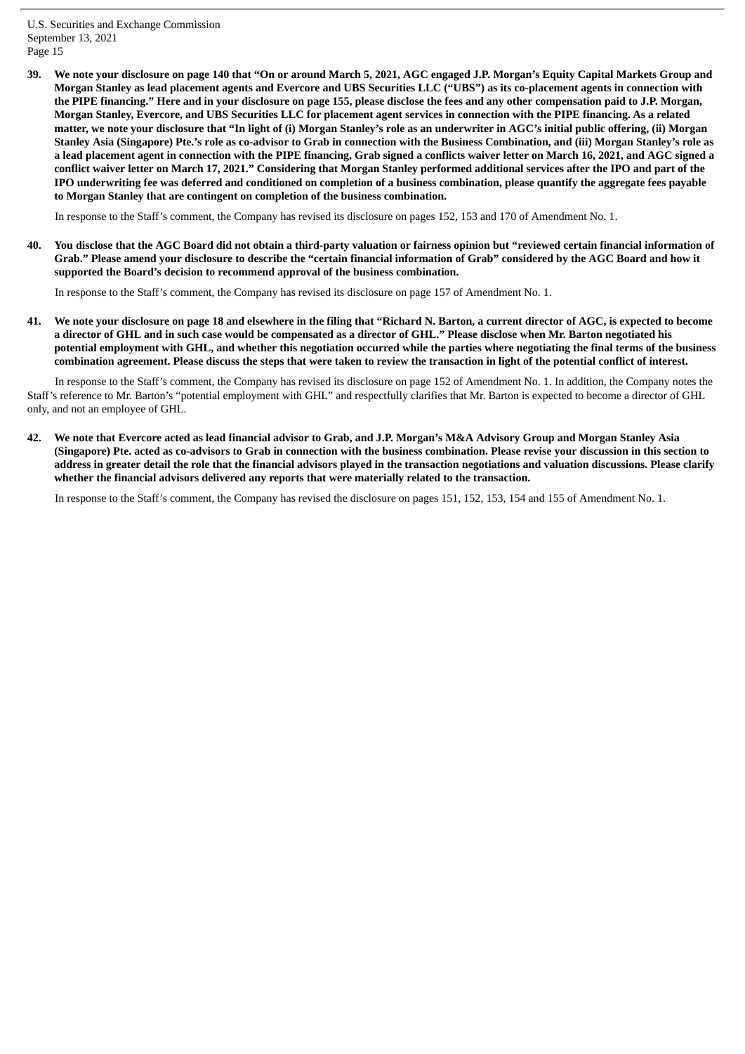**39. We note your disclosure on page 140 that "On or around March 5, 2021, AGC engaged J.P. Morgan's Equity Capital Markets Group and Morgan Stanley as lead placement agents and Evercore and UBS Securities LLC ("UBS") as its co-placement agents in connection with the PIPE financing." Here and in your disclosure on page 155, please disclose the fees and any other compensation paid to J.P. Morgan, Morgan Stanley, Evercore, and UBS Securities LLC for placement agent services in connection with the PIPE financing. As a related matter, we note your disclosure that "In light of (i) Morgan Stanley's role as an underwriter in AGC's initial public offering, (ii) Morgan Stanley Asia (Singapore) Pte.'s role as co-advisor to Grab in connection with the Business Combination, and (iii) Morgan Stanley's role as a lead placement agent in connection with the PIPE financing, Grab signed a conflicts waiver letter on March 16, 2021, and AGC signed a conflict waiver letter on March 17, 2021." Considering that Morgan Stanley performed additional services after the IPO and part of the IPO underwriting fee was deferred and conditioned on completion of a business combination, please quantify the aggregate fees payable to Morgan Stanley that are contingent on completion of the business combination.**

In response to the Staff's comment, the Company has revised its disclosure on pages 152, 153 and 170 of Amendment No. 1.

**40. You disclose that the AGC Board did not obtain a third-party valuation or fairness opinion but "reviewed certain financial information of Grab." Please amend your disclosure to describe the "certain financial information of Grab" considered by the AGC Board and how it supported the Board's decision to recommend approval of the business combination.**

In response to the Staff's comment, the Company has revised its disclosure on page 157 of Amendment No. 1.

**41. We note your disclosure on page 18 and elsewhere in the filing that "Richard N. Barton, a current director of AGC, is expected to become a director of GHL and in such case would be compensated as a director of GHL." Please disclose when Mr. Barton negotiated his potential employment with GHL, and whether this negotiation occurred while the parties where negotiating the final terms of the business combination agreement. Please discuss the steps that were taken to review the transaction in light of the potential conflict of interest.**

In response to the Staff's comment, the Company has revised its disclosure on page 152 of Amendment No. 1. In addition, the Company notes the Staff's reference to Mr. Barton's "potential employment with GHL" and respectfully clarifies that Mr. Barton is expected to become a director of GHL only, and not an employee of GHL.

**42. We note that Evercore acted as lead financial advisor to Grab, and J.P. Morgan's M&A Advisory Group and Morgan Stanley Asia (Singapore) Pte. acted as co-advisors to Grab in connection with the business combination. Please revise your discussion in this section to address in greater detail the role that the financial advisors played in the transaction negotiations and valuation discussions. Please clarify whether the financial advisors delivered any reports that were materially related to the transaction.**

In response to the Staff's comment, the Company has revised the disclosure on pages 151, 152, 153, 154 and 155 of Amendment No. 1.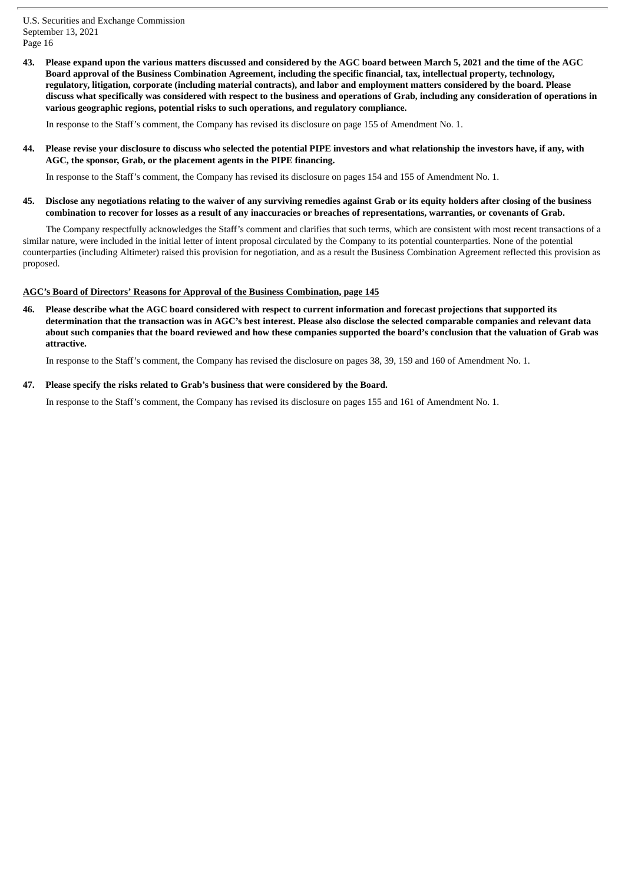**43. Please expand upon the various matters discussed and considered by the AGC board between March 5, 2021 and the time of the AGC Board approval of the Business Combination Agreement, including the specific financial, tax, intellectual property, technology, regulatory, litigation, corporate (including material contracts), and labor and employment matters considered by the board. Please discuss what specifically was considered with respect to the business and operations of Grab, including any consideration of operations in various geographic regions, potential risks to such operations, and regulatory compliance.**

In response to the Staff's comment, the Company has revised its disclosure on page 155 of Amendment No. 1.

**44. Please revise your disclosure to discuss who selected the potential PIPE investors and what relationship the investors have, if any, with AGC, the sponsor, Grab, or the placement agents in the PIPE financing.**

In response to the Staff's comment, the Company has revised its disclosure on pages 154 and 155 of Amendment No. 1.

**45. Disclose any negotiations relating to the waiver of any surviving remedies against Grab or its equity holders after closing of the business combination to recover for losses as a result of any inaccuracies or breaches of representations, warranties, or covenants of Grab.**

The Company respectfully acknowledges the Staff's comment and clarifies that such terms, which are consistent with most recent transactions of a similar nature, were included in the initial letter of intent proposal circulated by the Company to its potential counterparties. None of the potential counterparties (including Altimeter) raised this provision for negotiation, and as a result the Business Combination Agreement reflected this provision as proposed.

**AGC's Board of Directors' Reasons for Approval of the Business Combination, page 145**

**46. Please describe what the AGC board considered with respect to current information and forecast projections that supported its determination that the transaction was in AGC's best interest. Please also disclose the selected comparable companies and relevant data about such companies that the board reviewed and how these companies supported the board's conclusion that the valuation of Grab was attractive.**

In response to the Staff's comment, the Company has revised the disclosure on pages 38, 39, 159 and 160 of Amendment No. 1.

**47. Please specify the risks related to Grab's business that were considered by the Board.**

In response to the Staff's comment, the Company has revised its disclosure on pages 155 and 161 of Amendment No. 1.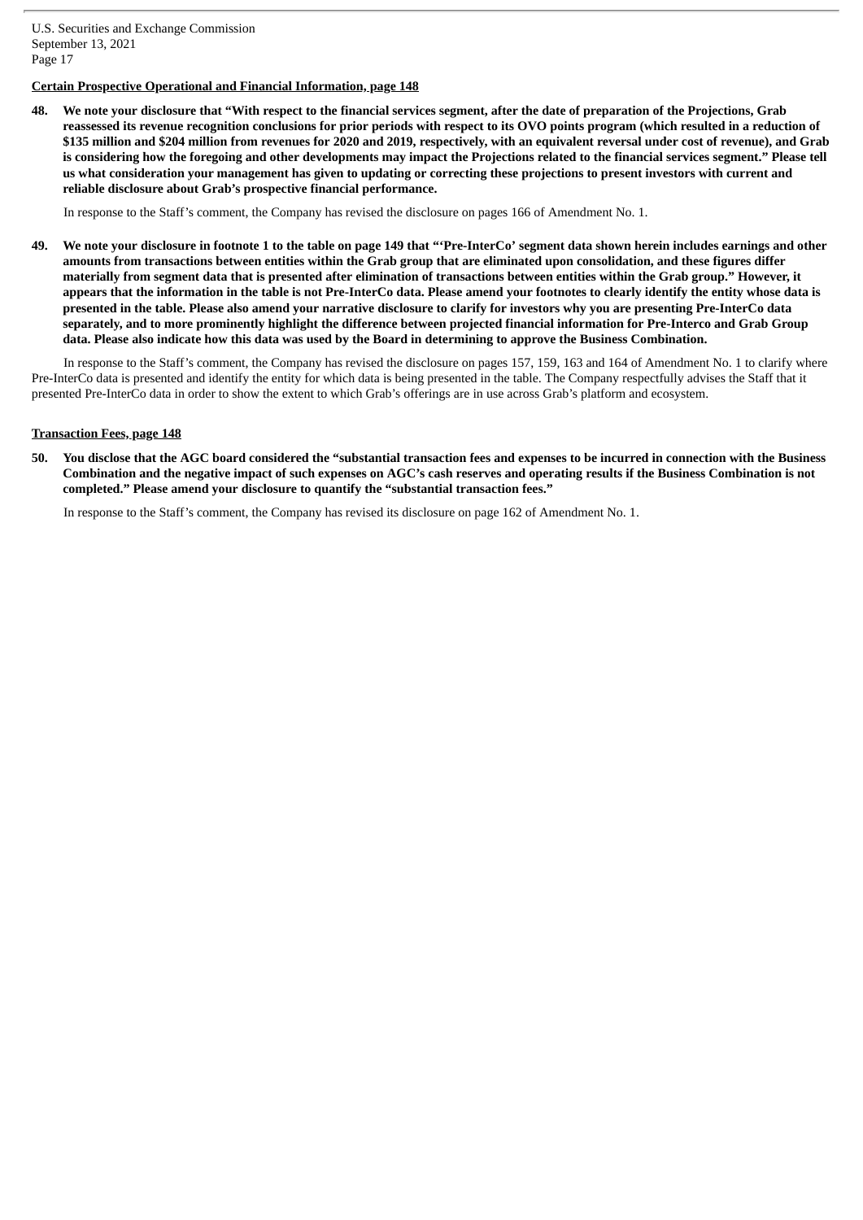**Certain Prospective Operational and Financial Information, page 148**

**48. We note your disclosure that "With respect to the financial services segment, after the date of preparation of the Projections, Grab reassessed its revenue recognition conclusions for prior periods with respect to its OVO points program (which resulted in a reduction of $135 million and $204 million from revenues for 2020 and 2019, respectively, with an equivalent reversal under cost of revenue), and Grab is considering how the foregoing and other developments may impact the Projections related to the financial services segment." Please tell us what consideration your management has given to updating or correcting these projections to present investors with current and reliable disclosure about Grab's prospective financial performance.**

In response to the Staff's comment, the Company has revised the disclosure on pages 166 of Amendment No. 1.

**49. We note your disclosure in footnote 1 to the table on page 149 that "'Pre-InterCo' segment data shown herein includes earnings and other amounts from transactions between entities within the Grab group that are eliminated upon consolidation, and these figures differ materially from segment data that is presented after elimination of transactions between entities within the Grab group." However, it appears that the information in the table is not Pre-InterCo data. Please amend your footnotes to clearly identify the entity whose data is presented in the table. Please also amend your narrative disclosure to clarify for investors why you are presenting Pre-InterCo data separately, and to more prominently highlight the difference between projected financial information for Pre-Interco and Grab Group data. Please also indicate how this data was used by the Board in determining to approve the Business Combination.**

In response to the Staff's comment, the Company has revised the disclosure on pages 157, 159, 163 and 164 of Amendment No. 1 to clarify where Pre-InterCo data is presented and identify the entity for which data is being presented in the table. The Company respectfully advises the Staff that it presented Pre-InterCo data in order to show the extent to which Grab's offerings are in use across Grab's platform and ecosystem.

**Transaction Fees, page 148**

**50. You disclose that the AGC board considered the "substantial transaction fees and expenses to be incurred in connection with the Business Combination and the negative impact of such expenses on AGC's cash reserves and operating results if the Business Combination is not completed." Please amend your disclosure to quantify the "substantial transaction fees."**

In response to the Staff's comment, the Company has revised its disclosure on page 162 of Amendment No. 1.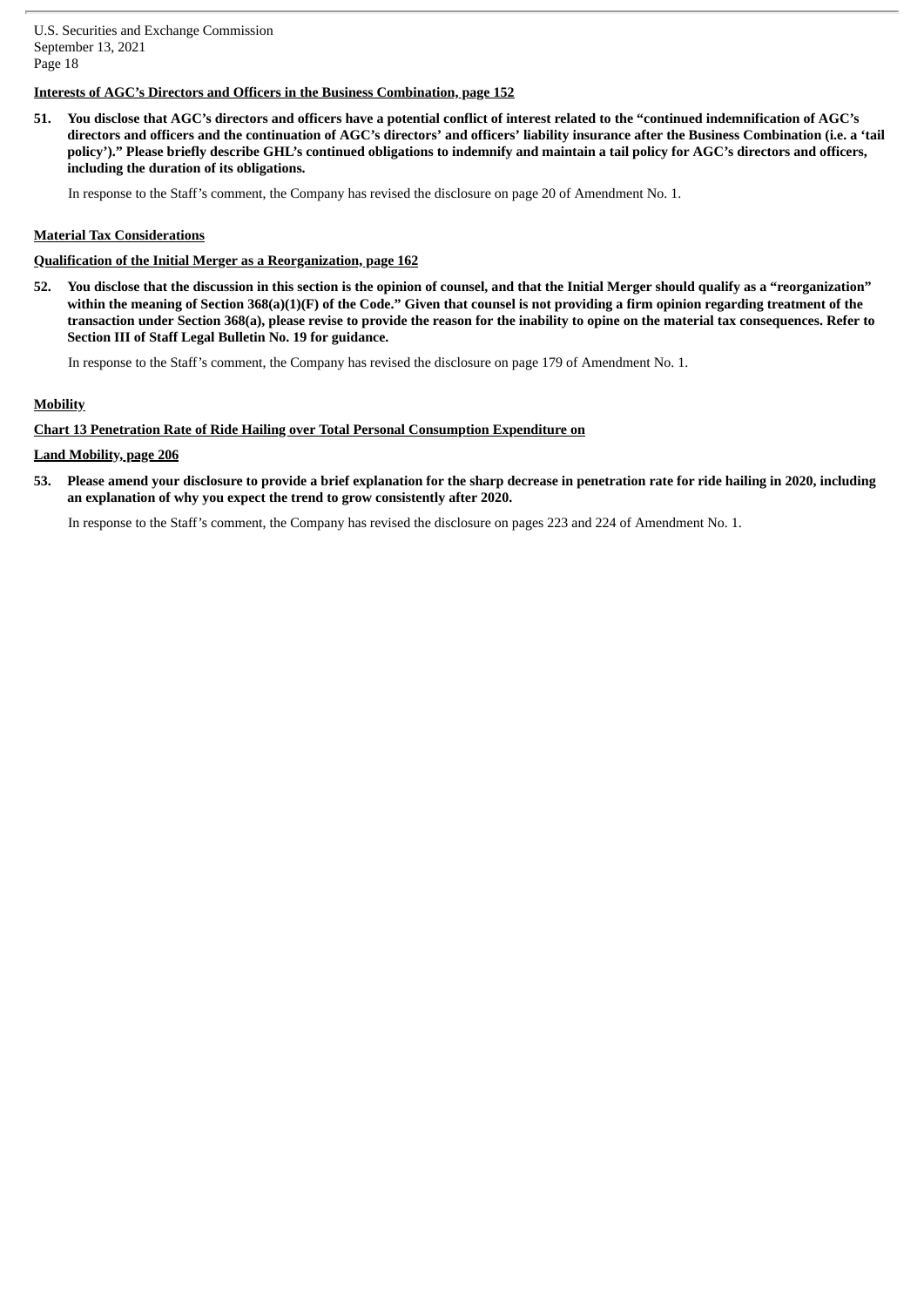**Interests of AGC's Directors and Officers in the Business Combination, page 152**

**51. You disclose that AGC's directors and officers have a potential conflict of interest related to the "continued indemnification of AGC's directors and officers and the continuation of AGC's directors' and officers' liability insurance after the Business Combination (i.e. a 'tail policy')." Please briefly describe GHL's continued obligations to indemnify and maintain a tail policy for AGC's directors and officers, including the duration of its obligations.**

In response to the Staff's comment, the Company has revised the disclosure on page 20 of Amendment No. 1.

**Material Tax Considerations**

**Qualification of the Initial Merger as a Reorganization, page 162**

**52. You disclose that the discussion in this section is the opinion of counsel, and that the Initial Merger should qualify as a "reorganization" within the meaning of Section 368(a)(1)(F) of the Code." Given that counsel is not providing a firm opinion regarding treatment of the transaction under Section 368(a), please revise to provide the reason for the inability to opine on the material tax consequences. Refer to Section III of Staff Legal Bulletin No. 19 for guidance.**

In response to the Staff's comment, the Company has revised the disclosure on page 179 of Amendment No. 1.

**Mobility**

**Chart 13 Penetration Rate of Ride Hailing over Total Personal Consumption Expenditure on Land Mobility, page 206**

**53. Please amend your disclosure to provide a brief explanation for the sharp decrease in penetration rate for ride hailing in 2020, including an explanation of why you expect the trend to grow consistently after 2020.**

In response to the Staff's comment, the Company has revised the disclosure on pages 223 and 224 of Amendment No. 1.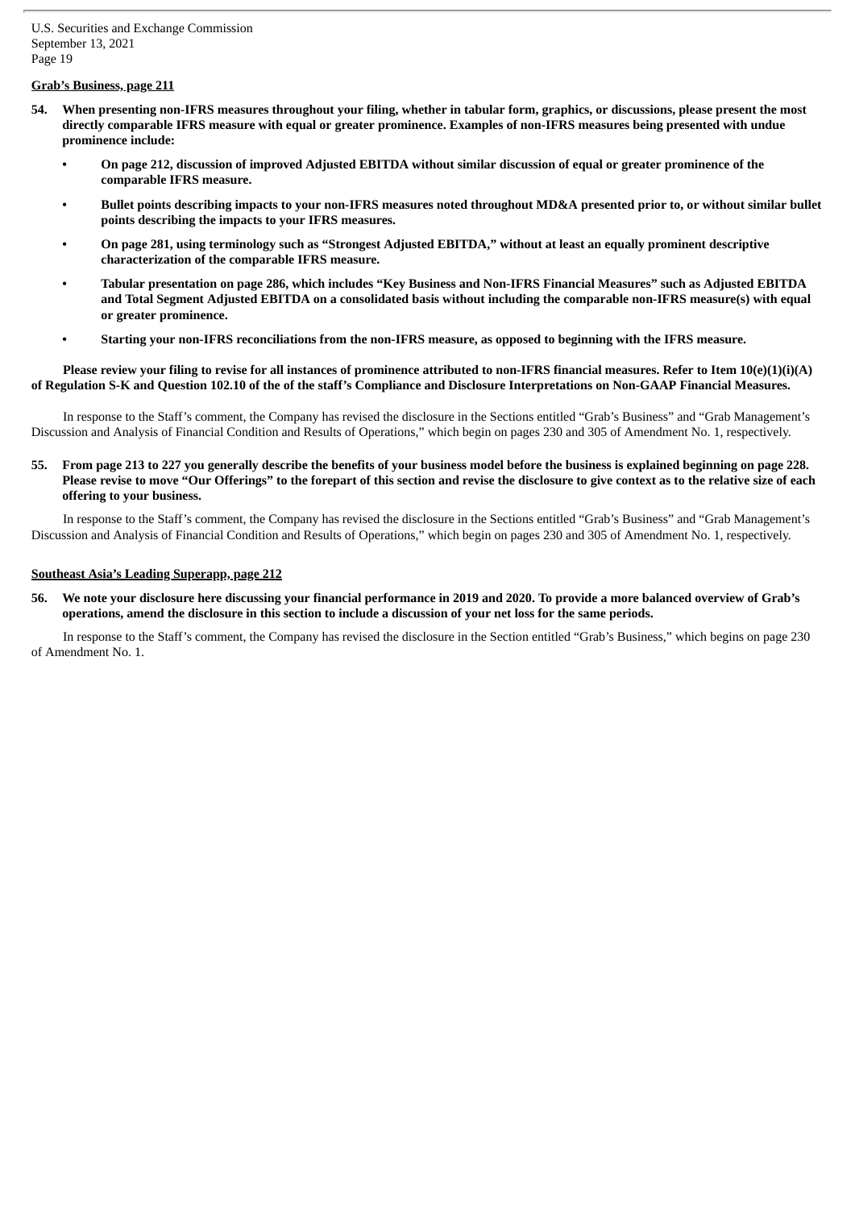**Grab's Business, page 211**

**54. When presenting non-IFRS measures throughout your filing, whether in tabular form, graphics, or discussions, please present the most directly comparable IFRS measure with equal or greater prominence. Examples of non-IFRS measures being presented with undue prominence include:**

- **On page 212, discussion of improved Adjusted EBITDA without similar discussion of equal or greater prominence of the comparable IFRS measure.**
- **Bullet points describing impacts to your non-IFRS measures noted throughout MD&A presented prior to, or without similar bullet points describing the impacts to your IFRS measures.**
- **On page 281, using terminology such as "Strongest Adjusted EBITDA," without at least an equally prominent descriptive characterization of the comparable IFRS measure.**
- **Tabular presentation on page 286, which includes "Key Business and Non-IFRS Financial Measures" such as Adjusted EBITDA and Total Segment Adjusted EBITDA on a consolidated basis without including the comparable non-IFRS measure(s) with equal or greater prominence.**
- **Starting your non-IFRS reconciliations from the non-IFRS measure, as opposed to beginning with the IFRS measure.**

**Please review your filing to revise for all instances of prominence attributed to non-IFRS financial measures. Refer to Item 10(e)(1)(i)(A) of Regulation S-K and Question 102.10 of the of the staff's Compliance and Disclosure Interpretations on Non-GAAP Financial Measures.**

In response to the Staff's comment, the Company has revised the disclosure in the Sections entitled "Grab's Business" and "Grab Management's Discussion and Analysis of Financial Condition and Results of Operations," which begin on pages 230 and 305 of Amendment No. 1, respectively.

**55. From page 213 to 227 you generally describe the benefits of your business model before the business is explained beginning on page 228. Please revise to move "Our Offerings" to the forepart of this section and revise the disclosure to give context as to the relative size of each offering to your business.**

In response to the Staff's comment, the Company has revised the disclosure in the Sections entitled "Grab's Business" and "Grab Management's Discussion and Analysis of Financial Condition and Results of Operations," which begin on pages 230 and 305 of Amendment No. 1, respectively.

**Southeast Asia's Leading Superapp, page 212**

**56. We note your disclosure here discussing your financial performance in 2019 and 2020. To provide a more balanced overview of Grab's operations, amend the disclosure in this section to include a discussion of your net loss for the same periods.**

In response to the Staff's comment, the Company has revised the disclosure in the Section entitled "Grab's Business," which begins on page 230 of Amendment No. 1.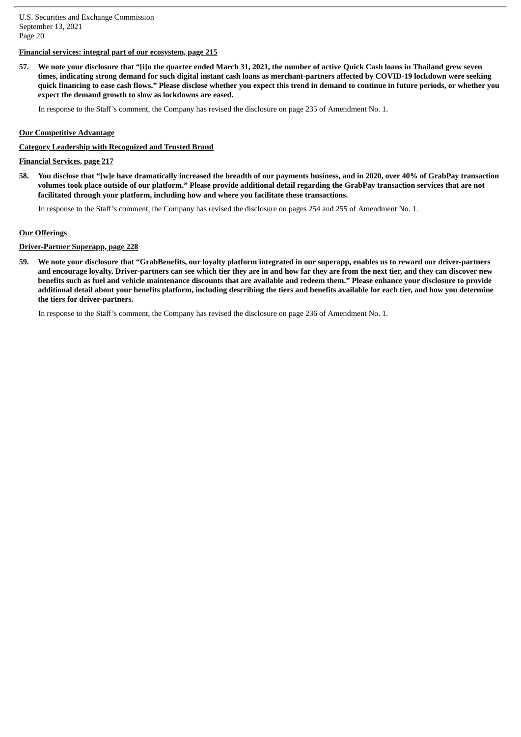**Financial services: integral part of our ecosystem, page 215**

**57. We note your disclosure that "[i]n the quarter ended March 31, 2021, the number of active Quick Cash loans in Thailand grew seven times, indicating strong demand for such digital instant cash loans as merchant-partners affected by COVID-19 lockdown were seeking quick financing to ease cash flows." Please disclose whether you expect this trend in demand to continue in future periods, or whether you expect the demand growth to slow as lockdowns are eased.**

In response to the Staff's comment, the Company has revised the disclosure on page 235 of Amendment No. 1.

**Our Competitive Advantage**

**Category Leadership with Recognized and Trusted Brand**

**Financial Services, page 217**

**58. You disclose that "[w]e have dramatically increased the breadth of our payments business, and in 2020, over 40% of GrabPay transaction volumes took place outside of our platform." Please provide additional detail regarding the GrabPay transaction services that are not facilitated through your platform, including how and where you facilitate these transactions.**

In response to the Staff's comment, the Company has revised the disclosure on pages 254 and 255 of Amendment No. 1.

**Our Offerings**

**Driver-Partner Superapp, page 228**

**59. We note your disclosure that "GrabBenefits, our loyalty platform integrated in our superapp, enables us to reward our driver-partners and encourage loyalty. Driver-partners can see which tier they are in and how far they are from the next tier, and they can discover new benefits such as fuel and vehicle maintenance discounts that are available and redeem them." Please enhance your disclosure to provide additional detail about your benefits platform, including describing the tiers and benefits available for each tier, and how you determine the tiers for driver-partners.**

In response to the Staff's comment, the Company has revised the disclosure on page 236 of Amendment No. 1.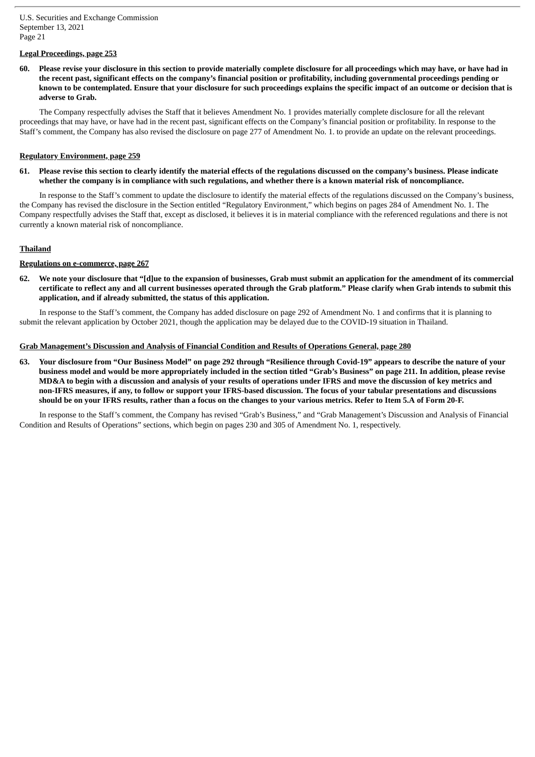**Legal Proceedings, page 253**

**60. Please revise your disclosure in this section to provide materially complete disclosure for all proceedings which may have, or have had in the recent past, significant effects on the company's financial position or profitability, including governmental proceedings pending or known to be contemplated. Ensure that your disclosure for such proceedings explains the specific impact of an outcome or decision that is adverse to Grab.**

The Company respectfully advises the Staff that it believes Amendment No. 1 provides materially complete disclosure for all the relevant proceedings that may have, or have had in the recent past, significant effects on the Company's financial position or profitability. In response to the Staff's comment, the Company has also revised the disclosure on page 277 of Amendment No. 1. to provide an update on the relevant proceedings.

**Regulatory Environment, page 259**

**61. Please revise this section to clearly identify the material effects of the regulations discussed on the company's business. Please indicate whether the company is in compliance with such regulations, and whether there is a known material risk of noncompliance.**

In response to the Staff's comment to update the disclosure to identify the material effects of the regulations discussed on the Company's business, the Company has revised the disclosure in the Section entitled "Regulatory Environment," which begins on pages 284 of Amendment No. 1. The Company respectfully advises the Staff that, except as disclosed, it believes it is in material compliance with the referenced regulations and there is not currently a known material risk of noncompliance.

**Thailand**

**Regulations on e-commerce, page 267**

**62. We note your disclosure that "[d]ue to the expansion of businesses, Grab must submit an application for the amendment of its commercial certificate to reflect any and all current businesses operated through the Grab platform." Please clarify when Grab intends to submit this application, and if already submitted, the status of this application.**

In response to the Staff's comment, the Company has added disclosure on page 292 of Amendment No. 1 and confirms that it is planning to submit the relevant application by October 2021, though the application may be delayed due to the COVID-19 situation in Thailand.

**Grab Management's Discussion and Analysis of Financial Condition and Results of Operations General, page 280**

**63. Your disclosure from "Our Business Model" on page 292 through "Resilience through Covid-19" appears to describe the nature of your business model and would be more appropriately included in the section titled "Grab's Business" on page 211. In addition, please revise MD&A to begin with a discussion and analysis of your results of operations under IFRS and move the discussion of key metrics and non-IFRS measures, if any, to follow or support your IFRS-based discussion. The focus of your tabular presentations and discussions should be on your IFRS results, rather than a focus on the changes to your various metrics. Refer to Item 5.A of Form 20-F.**

In response to the Staff's comment, the Company has revised "Grab's Business," and "Grab Management's Discussion and Analysis of Financial Condition and Results of Operations" sections, which begin on pages 230 and 305 of Amendment No. 1, respectively.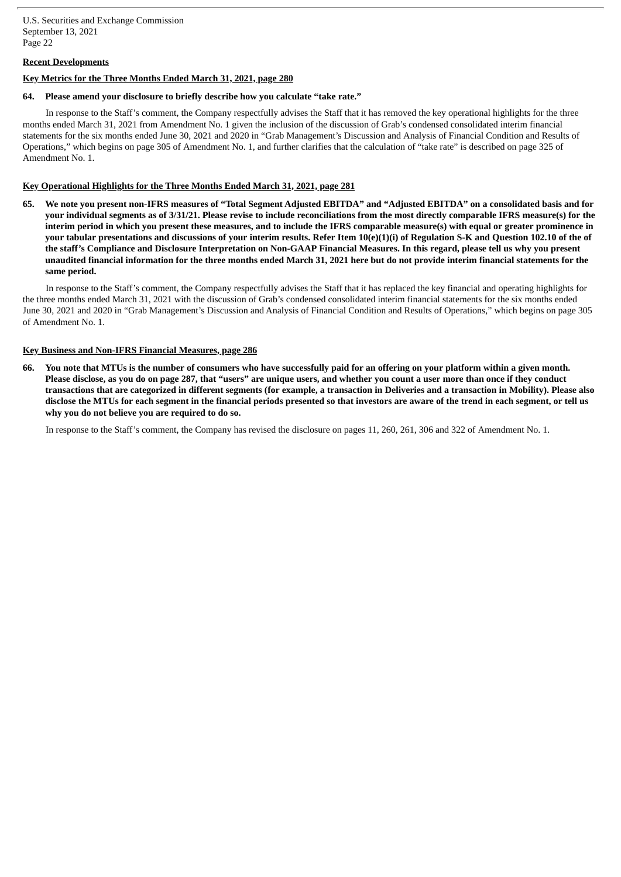**Recent Developments**

**Key Metrics for the Three Months Ended March 31, 2021, page 280**

**64. Please amend your disclosure to briefly describe how you calculate "take rate."**

In response to the Staff's comment, the Company respectfully advises the Staff that it has removed the key operational highlights for the three months ended March 31, 2021 from Amendment No. 1 given the inclusion of the discussion of Grab's condensed consolidated interim financial statements for the six months ended June 30, 2021 and 2020 in "Grab Management's Discussion and Analysis of Financial Condition and Results of Operations," which begins on page 305 of Amendment No. 1, and further clarifies that the calculation of "take rate" is described on page 325 of Amendment No. 1.

**Key Operational Highlights for the Three Months Ended March 31, 2021, page 281**

**65. We note you present non-IFRS measures of "Total Segment Adjusted EBITDA" and "Adjusted EBITDA" on a consolidated basis and for your individual segments as of 3/31/21. Please revise to include reconciliations from the most directly comparable IFRS measure(s) for the interim period in which you present these measures, and to include the IFRS comparable measure(s) with equal or greater prominence in your tabular presentations and discussions of your interim results. Refer Item 10(e)(1)(i) of Regulation S-K and Question 102.10 of the of the staff's Compliance and Disclosure Interpretation on Non-GAAP Financial Measures. In this regard, please tell us why you present unaudited financial information for the three months ended March 31, 2021 here but do not provide interim financial statements for the same period.**

In response to the Staff's comment, the Company respectfully advises the Staff that it has replaced the key financial and operating highlights for the three months ended March 31, 2021 with the discussion of Grab's condensed consolidated interim financial statements for the six months ended June 30, 2021 and 2020 in "Grab Management's Discussion and Analysis of Financial Condition and Results of Operations," which begins on page 305 of Amendment No. 1.

**Key Business and Non-IFRS Financial Measures, page 286**

**66. You note that MTUs is the number of consumers who have successfully paid for an offering on your platform within a given month. Please disclose, as you do on page 287, that "users" are unique users, and whether you count a user more than once if they conduct transactions that are categorized in different segments (for example, a transaction in Deliveries and a transaction in Mobility). Please also disclose the MTUs for each segment in the financial periods presented so that investors are aware of the trend in each segment, or tell us why you do not believe you are required to do so.**

In response to the Staff's comment, the Company has revised the disclosure on pages 11, 260, 261, 306 and 322 of Amendment No. 1.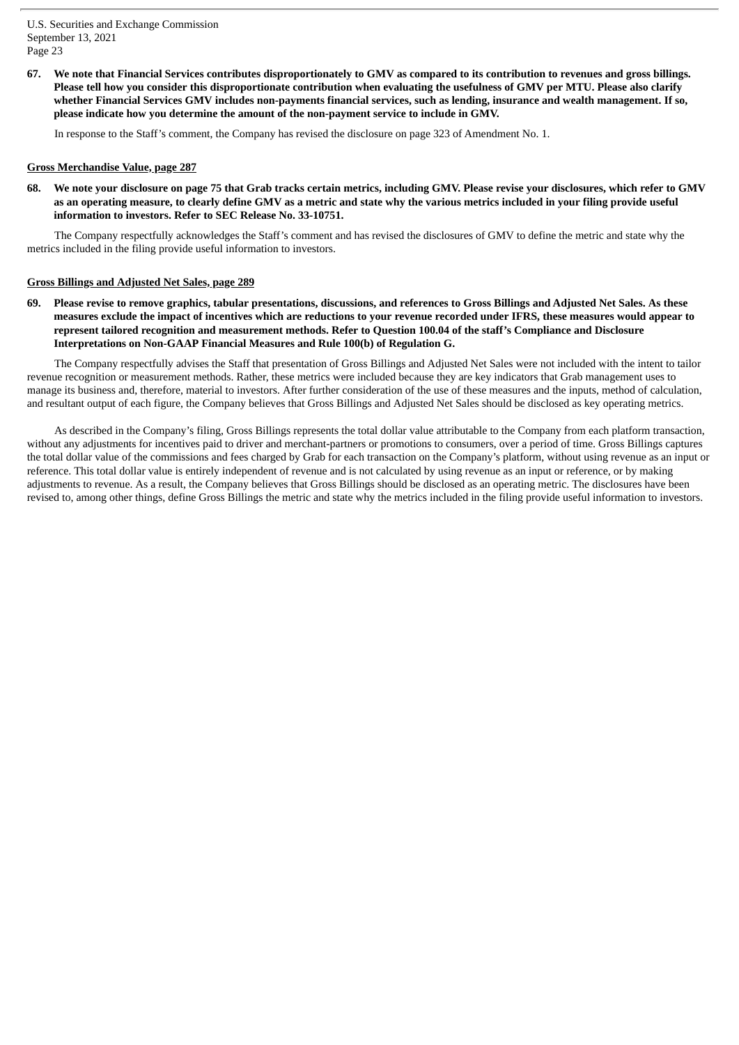**67. We note that Financial Services contributes disproportionately to GMV as compared to its contribution to revenues and gross billings. Please tell how you consider this disproportionate contribution when evaluating the usefulness of GMV per MTU. Please also clarify whether Financial Services GMV includes non-payments financial services, such as lending, insurance and wealth management. If so, please indicate how you determine the amount of the non-payment service to include in GMV.**

In response to the Staff's comment, the Company has revised the disclosure on page 323 of Amendment No. 1.

**Gross Merchandise Value, page 287**

**68. We note your disclosure on page 75 that Grab tracks certain metrics, including GMV. Please revise your disclosures, which refer to GMV as an operating measure, to clearly define GMV as a metric and state why the various metrics included in your filing provide useful information to investors. Refer to SEC Release No. 33-10751.**

The Company respectfully acknowledges the Staff's comment and has revised the disclosures of GMV to define the metric and state why the metrics included in the filing provide useful information to investors.

**Gross Billings and Adjusted Net Sales, page 289**

**69. Please revise to remove graphics, tabular presentations, discussions, and references to Gross Billings and Adjusted Net Sales. As these measures exclude the impact of incentives which are reductions to your revenue recorded under IFRS, these measures would appear to represent tailored recognition and measurement methods. Refer to Question 100.04 of the staff's Compliance and Disclosure Interpretations on Non-GAAP Financial Measures and Rule 100(b) of Regulation G.**

The Company respectfully advises the Staff that presentation of Gross Billings and Adjusted Net Sales were not included with the intent to tailor revenue recognition or measurement methods. Rather, these metrics were included because they are key indicators that Grab management uses to manage its business and, therefore, material to investors. After further consideration of the use of these measures and the inputs, method of calculation, and resultant output of each figure, the Company believes that Gross Billings and Adjusted Net Sales should be disclosed as key operating metrics.

As described in the Company's filing, Gross Billings represents the total dollar value attributable to the Company from each platform transaction, without any adjustments for incentives paid to driver and merchant-partners or promotions to consumers, over a period of time. Gross Billings captures the total dollar value of the commissions and fees charged by Grab for each transaction on the Company's platform, without using revenue as an input or reference. This total dollar value is entirely independent of revenue and is not calculated by using revenue as an input or reference, or by making adjustments to revenue. As a result, the Company believes that Gross Billings should be disclosed as an operating metric. The disclosures have been revised to, among other things, define Gross Billings the metric and state why the metrics included in the filing provide useful information to investors.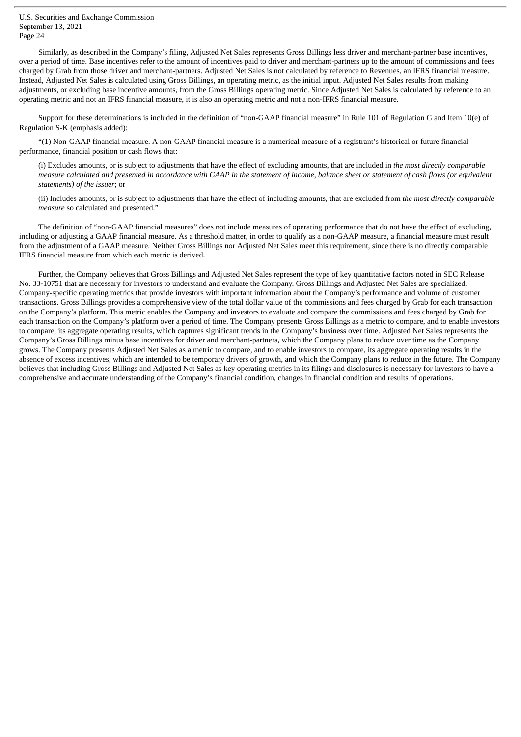Similarly, as described in the Company's filing, Adjusted Net Sales represents Gross Billings less driver and merchant-partner base incentives, over a period of time. Base incentives refer to the amount of incentives paid to driver and merchant-partners up to the amount of commissions and fees charged by Grab from those driver and merchant-partners. Adjusted Net Sales is not calculated by reference to Revenues, an IFRS financial measure. Instead, Adjusted Net Sales is calculated using Gross Billings, an operating metric, as the initial input. Adjusted Net Sales results from making adjustments, or excluding base incentive amounts, from the Gross Billings operating metric. Since Adjusted Net Sales is calculated by reference to an operating metric and not an IFRS financial measure, it is also an operating metric and not a non-IFRS financial measure.

Support for these determinations is included in the definition of "non-GAAP financial measure" in Rule 101 of Regulation G and Item 10(e) of Regulation S-K (emphasis added):

"(1) Non-GAAP financial measure. A non-GAAP financial measure is a numerical measure of a registrant's historical or future financial performance, financial position or cash flows that:

> (i) Excludes amounts, or is subject to adjustments that have the effect of excluding amounts, that are included in *the most directly comparable measure calculated and presented in accordance with GAAP in the statement of income, balance sheet or statement of cash flows (or equivalent statements) of the issuer*; or
>
> (ii) Includes amounts, or is subject to adjustments that have the effect of including amounts, that are excluded from *the most directly comparable measure* so calculated and presented."

The definition of "non-GAAP financial measures" does not include measures of operating performance that do not have the effect of excluding, including or adjusting a GAAP financial measure. As a threshold matter, in order to qualify as a non-GAAP measure, a financial measure must result from the adjustment of a GAAP measure. Neither Gross Billings nor Adjusted Net Sales meet this requirement, since there is no directly comparable IFRS financial measure from which each metric is derived.

Further, the Company believes that Gross Billings and Adjusted Net Sales represent the type of key quantitative factors noted in SEC Release No. 33-10751 that are necessary for investors to understand and evaluate the Company. Gross Billings and Adjusted Net Sales are specialized, Company-specific operating metrics that provide investors with important information about the Company's performance and volume of customer transactions. Gross Billings provides a comprehensive view of the total dollar value of the commissions and fees charged by Grab for each transaction on the Company's platform. This metric enables the Company and investors to evaluate and compare the commissions and fees charged by Grab for each transaction on the Company's platform over a period of time. The Company presents Gross Billings as a metric to compare, and to enable investors to compare, its aggregate operating results, which captures significant trends in the Company's business over time. Adjusted Net Sales represents the Company's Gross Billings minus base incentives for driver and merchant-partners, which the Company plans to reduce over time as the Company grows. The Company presents Adjusted Net Sales as a metric to compare, and to enable investors to compare, its aggregate operating results in the absence of excess incentives, which are intended to be temporary drivers of growth, and which the Company plans to reduce in the future. The Company believes that including Gross Billings and Adjusted Net Sales as key operating metrics in its filings and disclosures is necessary for investors to have a comprehensive and accurate understanding of the Company's financial condition, changes in financial condition and results of operations.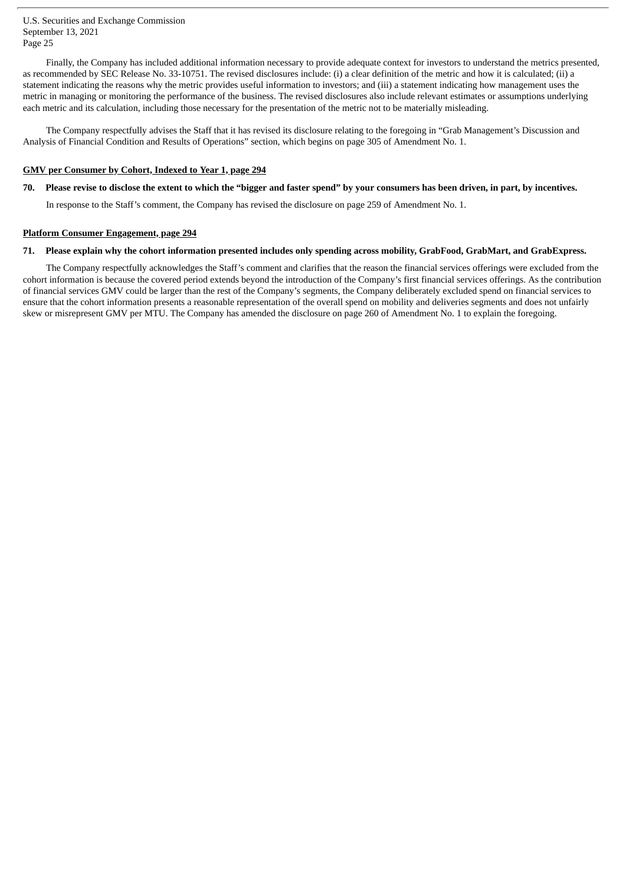Finally, the Company has included additional information necessary to provide adequate context for investors to understand the metrics presented, as recommended by SEC Release No. 33-10751. The revised disclosures include: (i) a clear definition of the metric and how it is calculated; (ii) a statement indicating the reasons why the metric provides useful information to investors; and (iii) a statement indicating how management uses the metric in managing or monitoring the performance of the business. The revised disclosures also include relevant estimates or assumptions underlying each metric and its calculation, including those necessary for the presentation of the metric not to be materially misleading.

The Company respectfully advises the Staff that it has revised its disclosure relating to the foregoing in "Grab Management's Discussion and Analysis of Financial Condition and Results of Operations" section, which begins on page 305 of Amendment No. 1.

**GMV per Consumer by Cohort, Indexed to Year 1, page 294**

**70. Please revise to disclose the extent to which the "bigger and faster spend" by your consumers has been driven, in part, by incentives.**

In response to the Staff's comment, the Company has revised the disclosure on page 259 of Amendment No. 1.

**Platform Consumer Engagement, page 294**

**71. Please explain why the cohort information presented includes only spending across mobility, GrabFood, GrabMart, and GrabExpress.**

The Company respectfully acknowledges the Staff's comment and clarifies that the reason the financial services offerings were excluded from the cohort information is because the covered period extends beyond the introduction of the Company's first financial services offerings. As the contribution of financial services GMV could be larger than the rest of the Company's segments, the Company deliberately excluded spend on financial services to ensure that the cohort information presents a reasonable representation of the overall spend on mobility and deliveries segments and does not unfairly skew or misrepresent GMV per MTU. The Company has amended the disclosure on page 260 of Amendment No. 1 to explain the foregoing.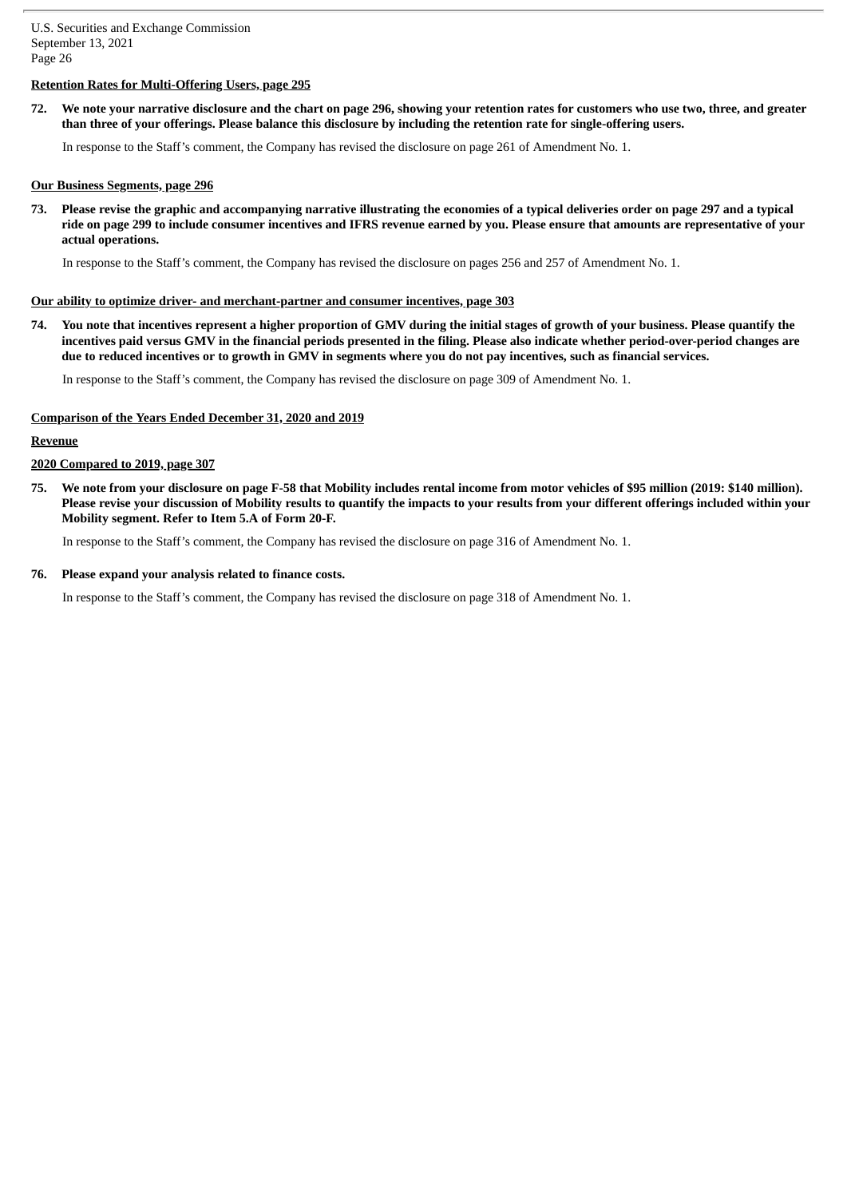**Retention Rates for Multi-Offering Users, page 295**

72. **We note your narrative disclosure and the chart on page 296, showing your retention rates for customers who use two, three, and greater than three of your offerings. Please balance this disclosure by including the retention rate for single-offering users.**

    In response to the Staff's comment, the Company has revised the disclosure on page 261 of Amendment No. 1.

**Our Business Segments, page 296**

73. **Please revise the graphic and accompanying narrative illustrating the economies of a typical deliveries order on page 297 and a typical ride on page 299 to include consumer incentives and IFRS revenue earned by you. Please ensure that amounts are representative of your actual operations.**

    In response to the Staff's comment, the Company has revised the disclosure on pages 256 and 257 of Amendment No. 1.

**Our ability to optimize driver- and merchant-partner and consumer incentives, page 303**

74. **You note that incentives represent a higher proportion of GMV during the initial stages of growth of your business. Please quantify the incentives paid versus GMV in the financial periods presented in the filing. Please also indicate whether period-over-period changes are due to reduced incentives or to growth in GMV in segments where you do not pay incentives, such as financial services.**

    In response to the Staff's comment, the Company has revised the disclosure on page 309 of Amendment No. 1.

**Comparison of the Years Ended December 31, 2020 and 2019**

**Revenue**

**2020 Compared to 2019, page 307**

75. **We note from your disclosure on page F-58 that Mobility includes rental income from motor vehicles of $95 million (2019: $140 million). Please revise your discussion of Mobility results to quantify the impacts to your results from your different offerings included within your Mobility segment. Refer to Item 5.A of Form 20-F.**

    In response to the Staff's comment, the Company has revised the disclosure on page 316 of Amendment No. 1.

76. **Please expand your analysis related to finance costs.**

    In response to the Staff's comment, the Company has revised the disclosure on page 318 of Amendment No. 1.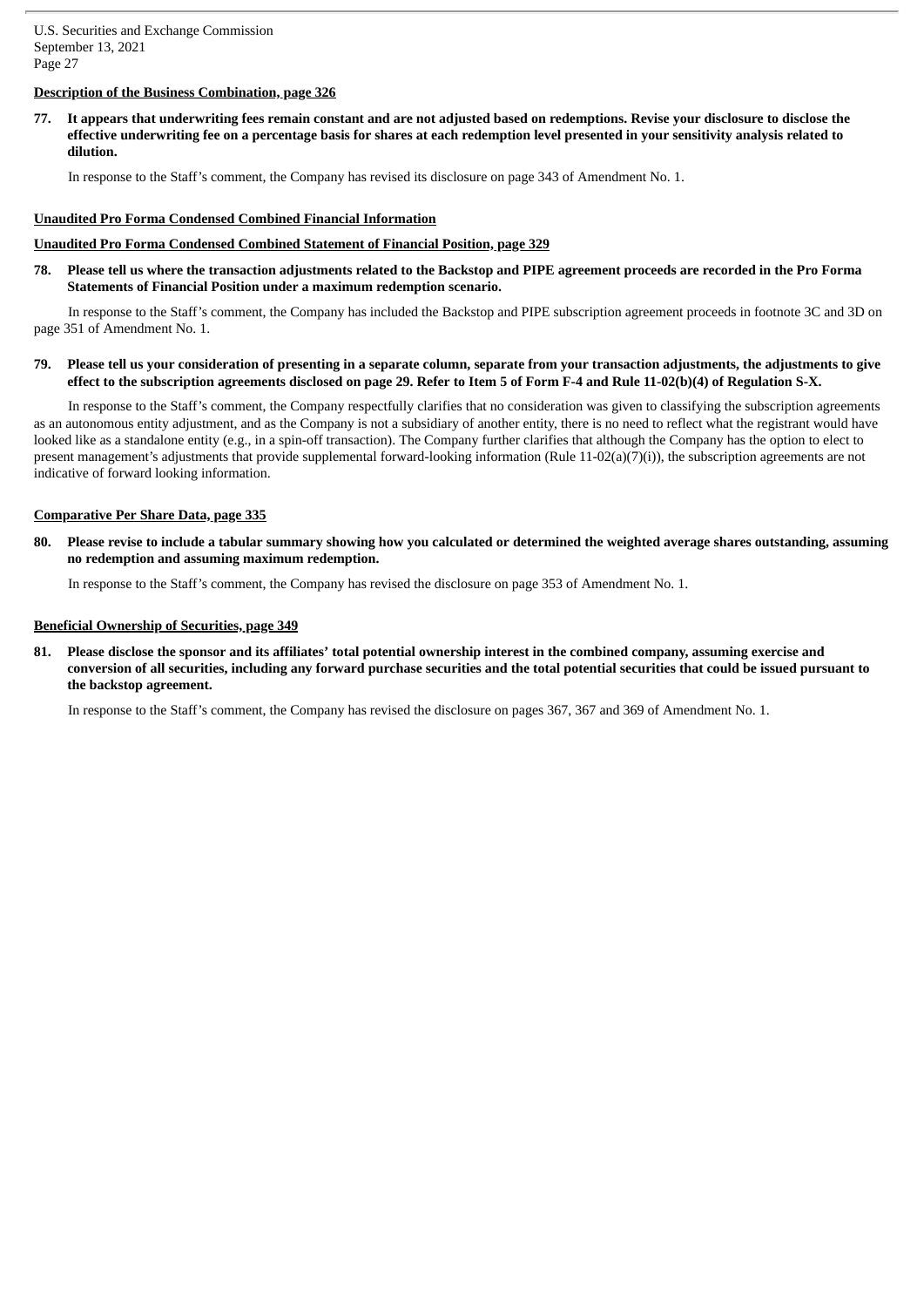**Description of the Business Combination, page 326**

**77. It appears that underwriting fees remain constant and are not adjusted based on redemptions. Revise your disclosure to disclose the effective underwriting fee on a percentage basis for shares at each redemption level presented in your sensitivity analysis related to dilution.**

In response to the Staff's comment, the Company has revised its disclosure on page 343 of Amendment No. 1.

**Unaudited Pro Forma Condensed Combined Financial Information**

**Unaudited Pro Forma Condensed Combined Statement of Financial Position, page 329**

**78. Please tell us where the transaction adjustments related to the Backstop and PIPE agreement proceeds are recorded in the Pro Forma Statements of Financial Position under a maximum redemption scenario.**

In response to the Staff's comment, the Company has included the Backstop and PIPE subscription agreement proceeds in footnote 3C and 3D on page 351 of Amendment No. 1.

**79. Please tell us your consideration of presenting in a separate column, separate from your transaction adjustments, the adjustments to give effect to the subscription agreements disclosed on page 29. Refer to Item 5 of Form F-4 and Rule 11-02(b)(4) of Regulation S-X.**

In response to the Staff's comment, the Company respectfully clarifies that no consideration was given to classifying the subscription agreements as an autonomous entity adjustment, and as the Company is not a subsidiary of another entity, there is no need to reflect what the registrant would have looked like as a standalone entity (e.g., in a spin-off transaction). The Company further clarifies that although the Company has the option to elect to present management's adjustments that provide supplemental forward-looking information (Rule 11-02(a)(7)(i)), the subscription agreements are not indicative of forward looking information.

**Comparative Per Share Data, page 335**

**80. Please revise to include a tabular summary showing how you calculated or determined the weighted average shares outstanding, assuming no redemption and assuming maximum redemption.**

In response to the Staff's comment, the Company has revised the disclosure on page 353 of Amendment No. 1.

**Beneficial Ownership of Securities, page 349**

**81. Please disclose the sponsor and its affiliates' total potential ownership interest in the combined company, assuming exercise and conversion of all securities, including any forward purchase securities and the total potential securities that could be issued pursuant to the backstop agreement.**

In response to the Staff's comment, the Company has revised the disclosure on pages 367, 367 and 369 of Amendment No. 1.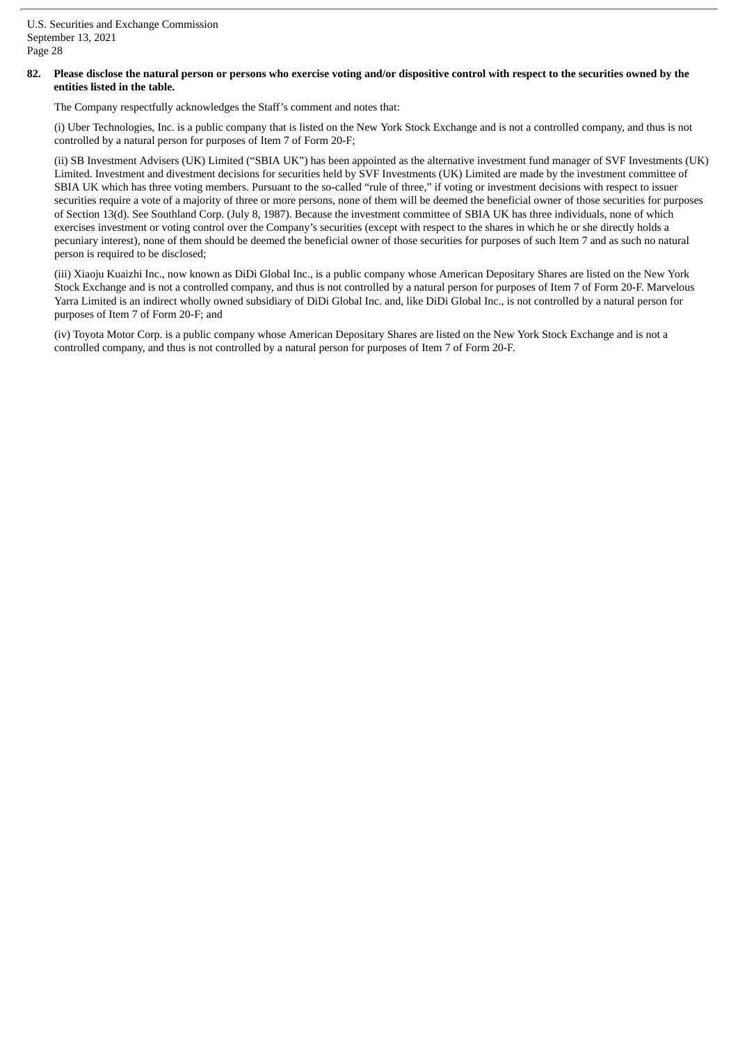**82. Please disclose the natural person or persons who exercise voting and/or dispositive control with respect to the securities owned by the entities listed in the table.**

The Company respectfully acknowledges the Staff's comment and notes that:

(i) Uber Technologies, Inc. is a public company that is listed on the New York Stock Exchange and is not a controlled company, and thus is not controlled by a natural person for purposes of Item 7 of Form 20-F;

(ii) SB Investment Advisers (UK) Limited ("SBIA UK") has been appointed as the alternative investment fund manager of SVF Investments (UK) Limited. Investment and divestment decisions for securities held by SVF Investments (UK) Limited are made by the investment committee of SBIA UK which has three voting members. Pursuant to the so-called "rule of three," if voting or investment decisions with respect to issuer securities require a vote of a majority of three or more persons, none of them will be deemed the beneficial owner of those securities for purposes of Section 13(d). See Southland Corp. (July 8, 1987). Because the investment committee of SBIA UK has three individuals, none of which exercises investment or voting control over the Company's securities (except with respect to the shares in which he or she directly holds a pecuniary interest), none of them should be deemed the beneficial owner of those securities for purposes of such Item 7 and as such no natural person is required to be disclosed;

(iii) Xiaoju Kuaizhi Inc., now known as DiDi Global Inc., is a public company whose American Depositary Shares are listed on the New York Stock Exchange and is not a controlled company, and thus is not controlled by a natural person for purposes of Item 7 of Form 20-F. Marvelous Yarra Limited is an indirect wholly owned subsidiary of DiDi Global Inc. and, like DiDi Global Inc., is not controlled by a natural person for purposes of Item 7 of Form 20-F; and

(iv) Toyota Motor Corp. is a public company whose American Depositary Shares are listed on the New York Stock Exchange and is not a controlled company, and thus is not controlled by a natural person for purposes of Item 7 of Form 20-F.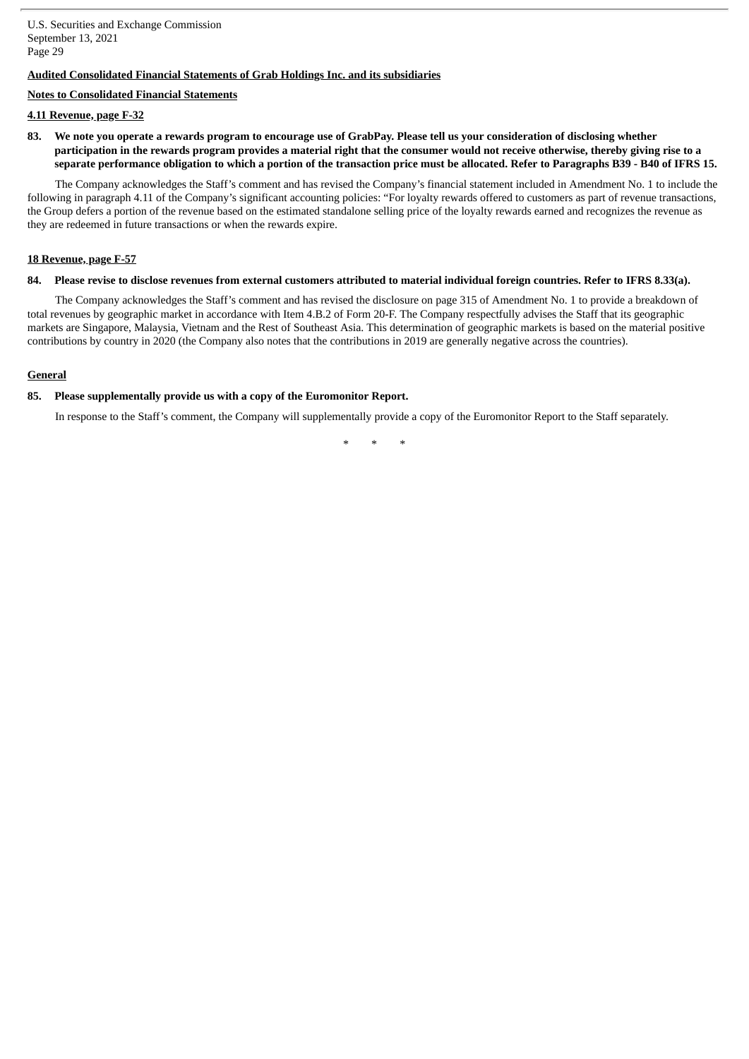**Audited Consolidated Financial Statements of Grab Holdings Inc. and its subsidiaries**

**Notes to Consolidated Financial Statements**

**4.11 Revenue, page F-32**

**83. We note you operate a rewards program to encourage use of GrabPay. Please tell us your consideration of disclosing whether participation in the rewards program provides a material right that the consumer would not receive otherwise, thereby giving rise to a separate performance obligation to which a portion of the transaction price must be allocated. Refer to Paragraphs B39 - B40 of IFRS 15.**

The Company acknowledges the Staff's comment and has revised the Company's financial statement included in Amendment No. 1 to include the following in paragraph 4.11 of the Company's significant accounting policies: "For loyalty rewards offered to customers as part of revenue transactions, the Group defers a portion of the revenue based on the estimated standalone selling price of the loyalty rewards earned and recognizes the revenue as they are redeemed in future transactions or when the rewards expire.

**18 Revenue, page F-57**

**84. Please revise to disclose revenues from external customers attributed to material individual foreign countries. Refer to IFRS 8.33(a).**

The Company acknowledges the Staff's comment and has revised the disclosure on page 315 of Amendment No. 1 to provide a breakdown of total revenues by geographic market in accordance with Item 4.B.2 of Form 20-F. The Company respectfully advises the Staff that its geographic markets are Singapore, Malaysia, Vietnam and the Rest of Southeast Asia. This determination of geographic markets is based on the material positive contributions by country in 2020 (the Company also notes that the contributions in 2019 are generally negative across the countries).

**General**

**85. Please supplementally provide us with a copy of the Euromonitor Report.**

In response to the Staff's comment, the Company will supplementally provide a copy of the Euromonitor Report to the Staff separately.

\* \* \*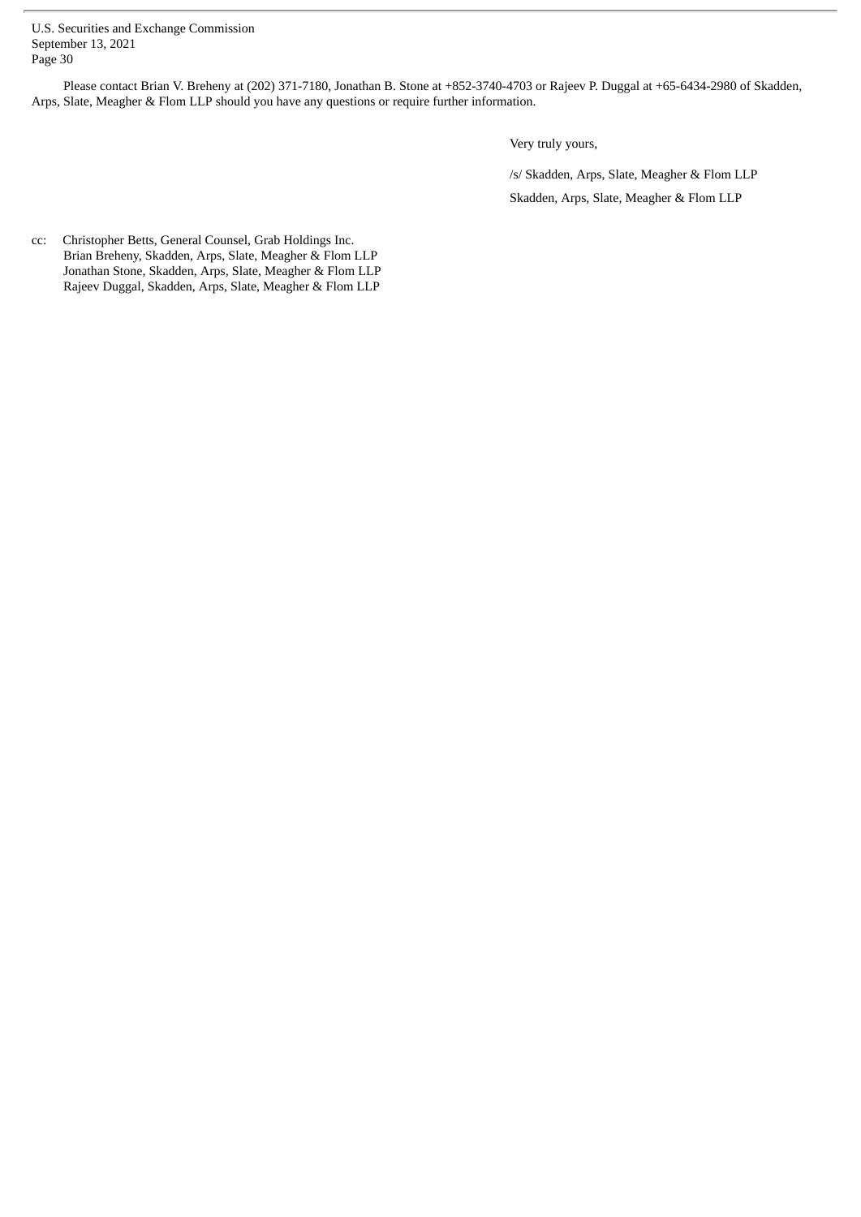Please contact Brian V. Breheny at (202) 371-7180, Jonathan B. Stone at +852-3740-4703 or Rajeev P. Duggal at +65-6434-2980 of Skadden, Arps, Slate, Meagher & Flom LLP should you have any questions or require further information.

Very truly yours,

/s/ Skadden, Arps, Slate, Meagher & Flom LLP

Skadden, Arps, Slate, Meagher & Flom LLP

cc: Christopher Betts, General Counsel, Grab Holdings Inc.
Brian Breheny, Skadden, Arps, Slate, Meagher & Flom LLP
Jonathan Stone, Skadden, Arps, Slate, Meagher & Flom LLP
Rajeev Duggal, Skadden, Arps, Slate, Meagher & Flom LLP